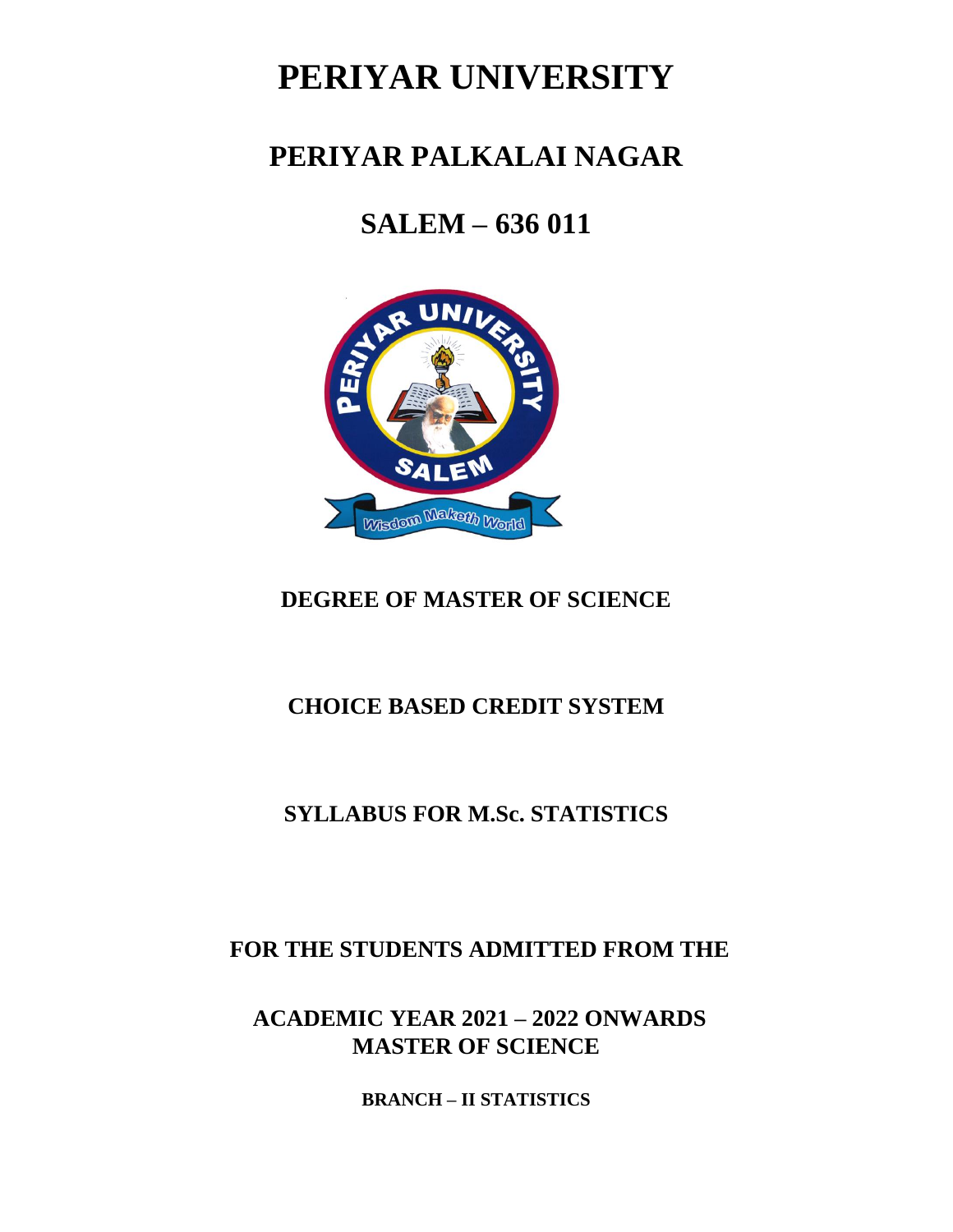# PERIYAR UNIVERSITY

## PERIYAR PALKALAI NAGAR

## SALEM – 636 011

**DEGREE OF MASTER OF SCIENCE**

**CHOICE BASED CREDIT SYSTEM**

**SYLLABUS FOR M.Sc. STATISTICS**

**FOR THE STUDENTS ADMITTED FROM THE**

**ACADEMIC YEAR 2021 – 2022 ONWARDS**
**MASTER OF SCIENCE**

**BRANCH – II STATISTICS**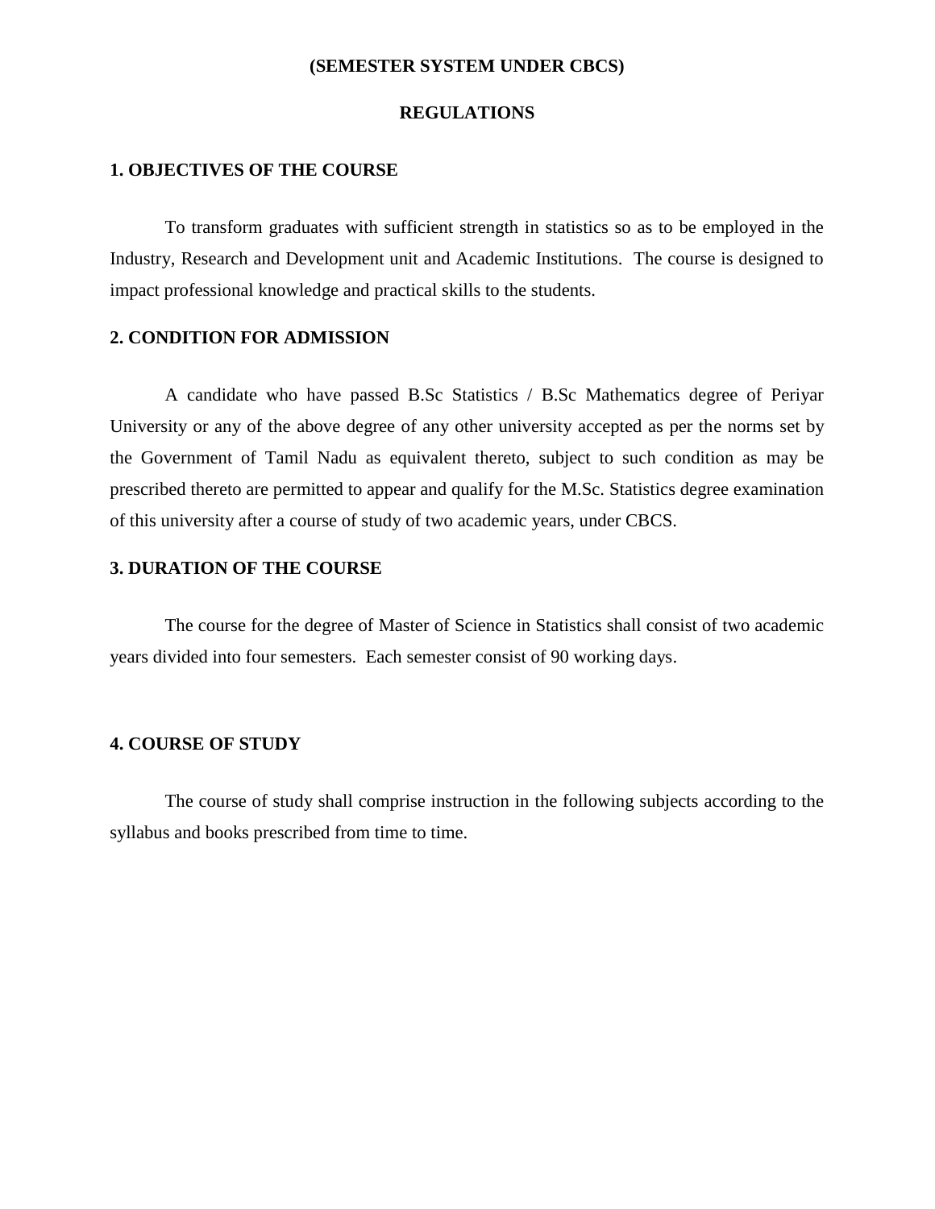**(SEMESTER SYSTEM UNDER CBCS)**

**REGULATIONS**

## 1. OBJECTIVES OF THE COURSE

To transform graduates with sufficient strength in statistics so as to be employed in the Industry, Research and Development unit and Academic Institutions. The course is designed to impact professional knowledge and practical skills to the students.

## 2. CONDITION FOR ADMISSION

A candidate who have passed B.Sc Statistics / B.Sc Mathematics degree of Periyar University or any of the above degree of any other university accepted as per the norms set by the Government of Tamil Nadu as equivalent thereto, subject to such condition as may be prescribed thereto are permitted to appear and qualify for the M.Sc. Statistics degree examination of this university after a course of study of two academic years, under CBCS.

## 3. DURATION OF THE COURSE

The course for the degree of Master of Science in Statistics shall consist of two academic years divided into four semesters. Each semester consist of 90 working days.

## 4. COURSE OF STUDY

The course of study shall comprise instruction in the following subjects according to the syllabus and books prescribed from time to time.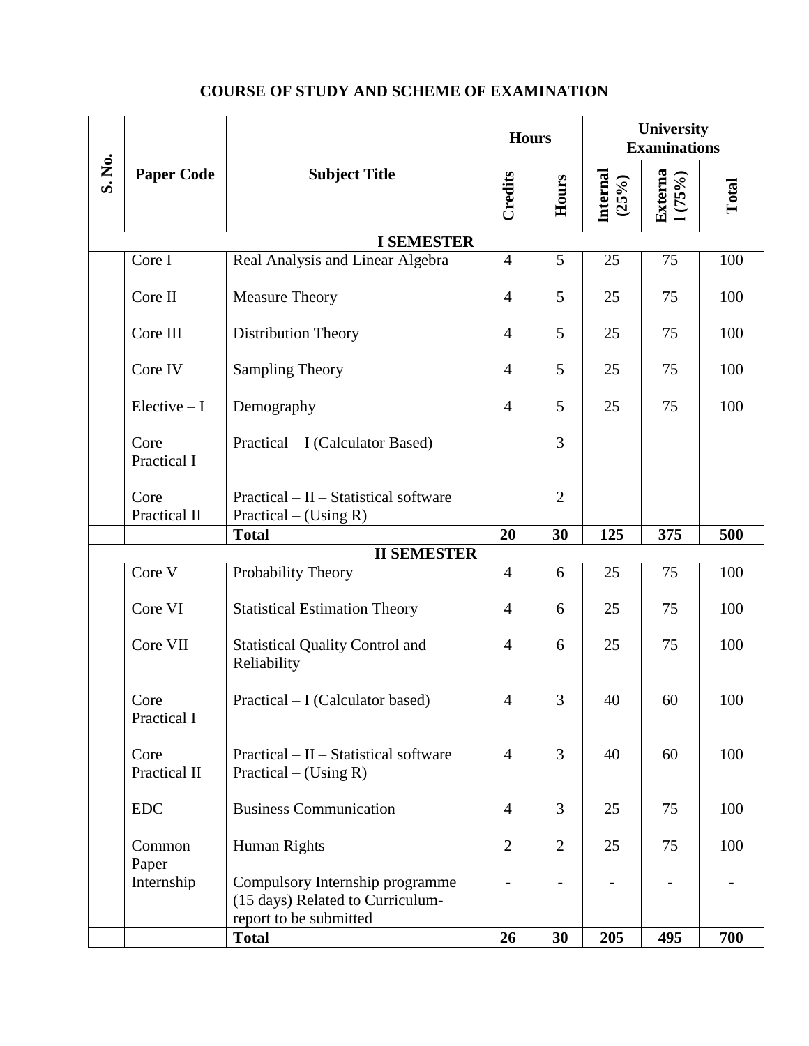## COURSE OF STUDY AND SCHEME OF EXAMINATION

| S. No. | Paper Code | Subject Title | Hours | | University Examinations | | |
|---|---|---|---|---|---|---|---|
| | | | Credits | Hours | Internal (25%) | External (75%) | Total |
| | | **I SEMESTER** | | | | | |
| | Core I | Real Analysis and Linear Algebra | 4 | 5 | 25 | 75 | 100 |
| | Core II | Measure Theory | 4 | 5 | 25 | 75 | 100 |
| | Core III | Distribution Theory | 4 | 5 | 25 | 75 | 100 |
| | Core IV | Sampling Theory | 4 | 5 | 25 | 75 | 100 |
| | Elective – I | Demography | 4 | 5 | 25 | 75 | 100 |
| | Core Practical I | Practical – I (Calculator Based) | | 3 | | | |
| | Core Practical II | Practical – II – Statistical software Practical – (Using R) | | 2 | | | |
| | | **Total** | **20** | **30** | **125** | **375** | **500** |
| | | **II SEMESTER** | | | | | |
| | Core V | Probability Theory | 4 | 6 | 25 | 75 | 100 |
| | Core VI | Statistical Estimation Theory | 4 | 6 | 25 | 75 | 100 |
| | Core VII | Statistical Quality Control and Reliability | 4 | 6 | 25 | 75 | 100 |
| | Core Practical I | Practical – I (Calculator based) | 4 | 3 | 40 | 60 | 100 |
| | Core Practical II | Practical – II – Statistical software Practical – (Using R) | 4 | 3 | 40 | 60 | 100 |
| | EDC | Business Communication | 4 | 3 | 25 | 75 | 100 |
| | Common Paper | Human Rights | 2 | 2 | 25 | 75 | 100 |
| | Internship | Compulsory Internship programme (15 days) Related to Curriculum-report to be submitted | - | - | - | - | - |
| | | **Total** | **26** | **30** | **205** | **495** | **700** |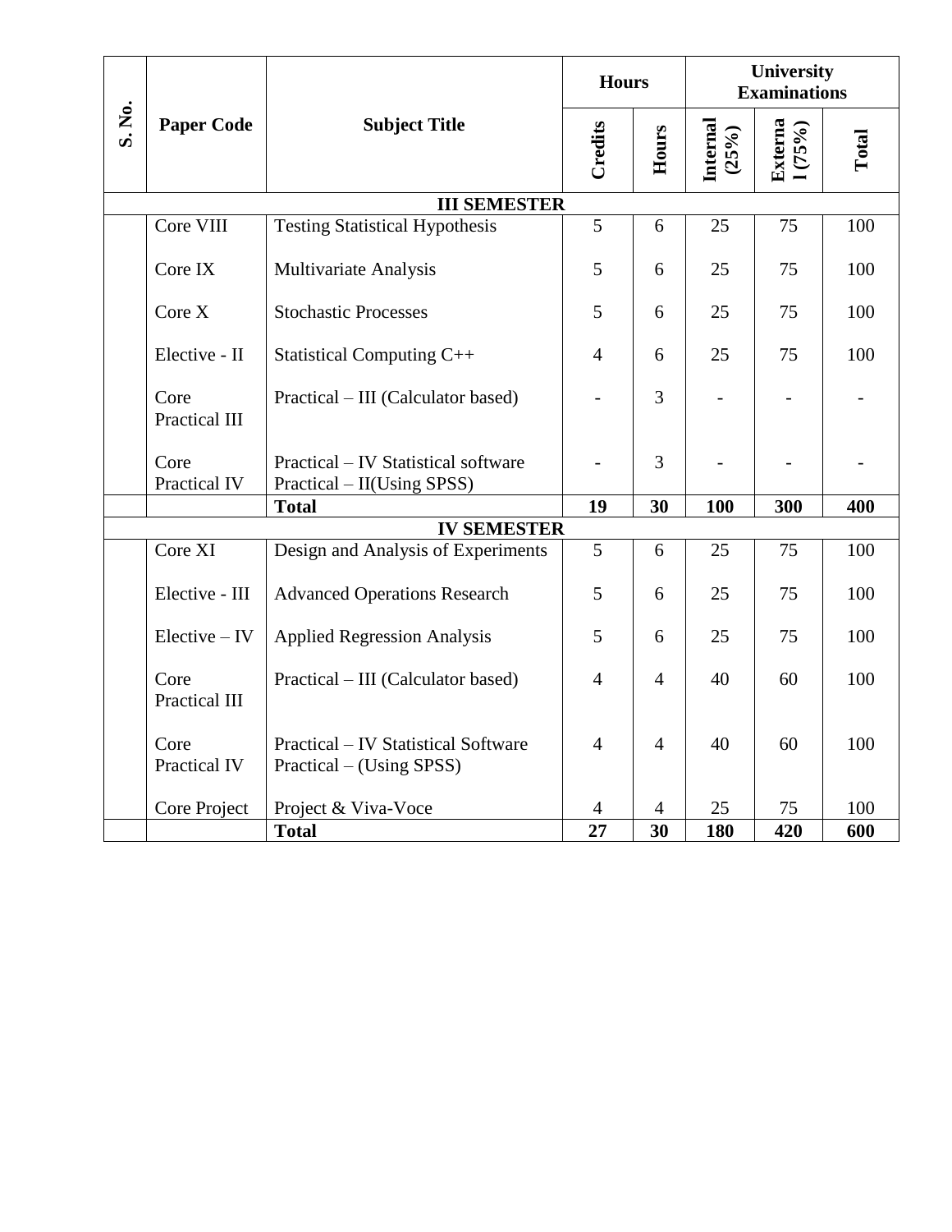| S. No. | Paper Code | Subject Title | Hours | | University Examinations | | |
|---|---|---|---|---|---|---|---|
| | | | Credits | Hours | Internal (25%) | External (75%) | Total |
| | | **III SEMESTER** | | | | | |
| | Core VIII | Testing Statistical Hypothesis | 5 | 6 | 25 | 75 | 100 |
| | Core IX | Multivariate Analysis | 5 | 6 | 25 | 75 | 100 |
| | Core X | Stochastic Processes | 5 | 6 | 25 | 75 | 100 |
| | Elective - II | Statistical Computing C++ | 4 | 6 | 25 | 75 | 100 |
| | Core Practical III | Practical – III (Calculator based) | - | 3 | - | - | - |
| | Core Practical IV | Practical – IV Statistical software Practical – II(Using SPSS) | - | 3 | - | - | - |
| | | **Total** | **19** | **30** | **100** | **300** | **400** |
| | | **IV SEMESTER** | | | | | |
| | Core XI | Design and Analysis of Experiments | 5 | 6 | 25 | 75 | 100 |
| | Elective - III | Advanced Operations Research | 5 | 6 | 25 | 75 | 100 |
| | Elective – IV | Applied Regression Analysis | 5 | 6 | 25 | 75 | 100 |
| | Core Practical III | Practical – III (Calculator based) | 4 | 4 | 40 | 60 | 100 |
| | Core Practical IV | Practical – IV Statistical Software Practical – (Using SPSS) | 4 | 4 | 40 | 60 | 100 |
| | Core Project | Project & Viva-Voce | 4 | 4 | 25 | 75 | 100 |
| | | **Total** | **27** | **30** | **180** | **420** | **600** |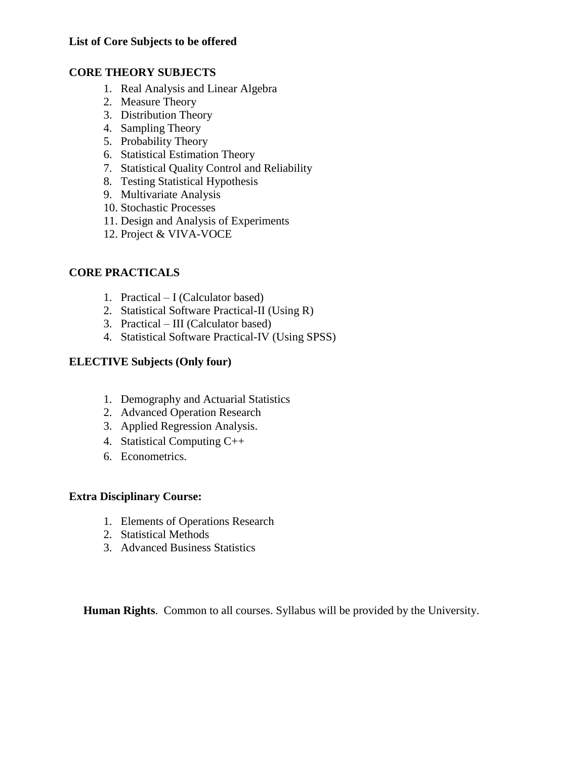**List of Core Subjects to be offered**

**CORE THEORY SUBJECTS**

1. Real Analysis and Linear Algebra
2. Measure Theory
3. Distribution Theory
4. Sampling Theory
5. Probability Theory
6. Statistical Estimation Theory
7. Statistical Quality Control and Reliability
8. Testing Statistical Hypothesis
9. Multivariate Analysis
10. Stochastic Processes
11. Design and Analysis of Experiments
12. Project & VIVA-VOCE

**CORE PRACTICALS**

1. Practical – I (Calculator based)
2. Statistical Software Practical-II (Using R)
3. Practical – III (Calculator based)
4. Statistical Software Practical-IV (Using SPSS)

**ELECTIVE Subjects (Only four)**

1. Demography and Actuarial Statistics
2. Advanced Operation Research
3. Applied Regression Analysis.
4. Statistical Computing C++
6. Econometrics.

**Extra Disciplinary Course:**

1. Elements of Operations Research
2. Statistical Methods
3. Advanced Business Statistics

**Human Rights**. Common to all courses. Syllabus will be provided by the University.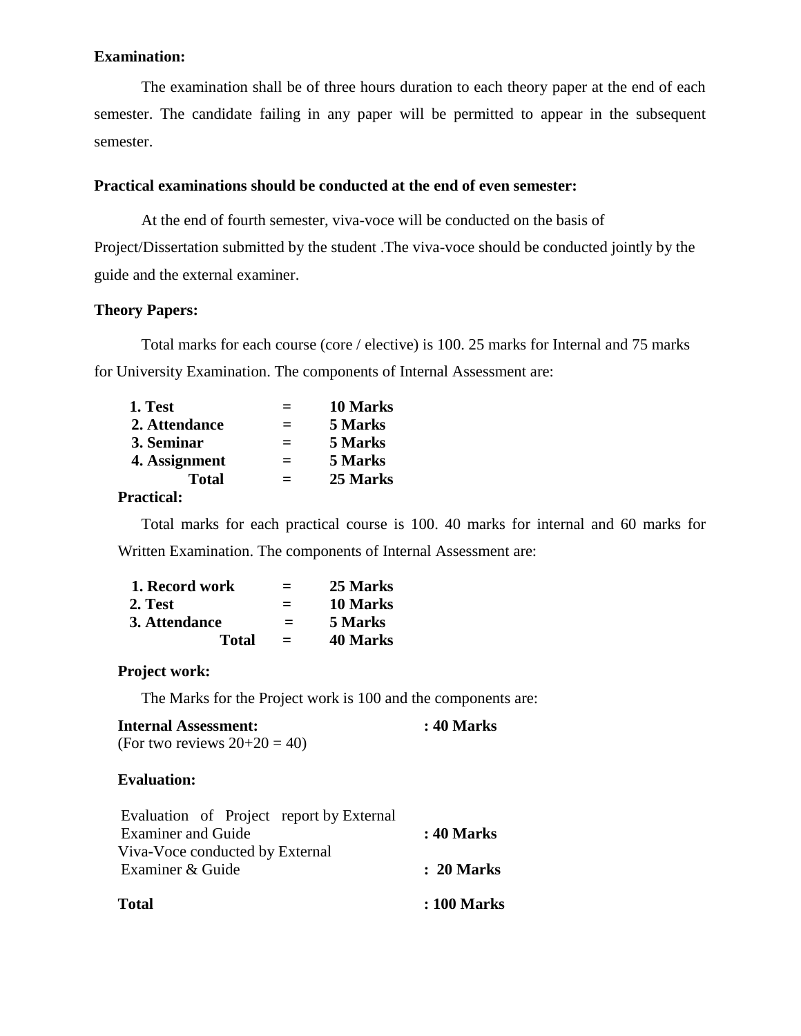**Examination:**

The examination shall be of three hours duration to each theory paper at the end of each semester. The candidate failing in any paper will be permitted to appear in the subsequent semester.

**Practical examinations should be conducted at the end of even semester:**

At the end of fourth semester, viva-voce will be conducted on the basis of Project/Dissertation submitted by the student .The viva-voce should be conducted jointly by the guide and the external examiner.

**Theory Papers:**

Total marks for each course (core / elective) is 100. 25 marks for Internal and 75 marks for University Examination. The components of Internal Assessment are:

| | | |
|---|---|---|
| **1. Test** | **=** | **10 Marks** |
| **2. Attendance** | **=** | **5 Marks** |
| **3. Seminar** | **=** | **5 Marks** |
| **4. Assignment** | **=** | **5 Marks** |
| **Total** | **=** | **25 Marks** |

**Practical:**

Total marks for each practical course is 100. 40 marks for internal and 60 marks for Written Examination. The components of Internal Assessment are:

| | | |
|---|---|---|
| **1. Record work** | **=** | **25 Marks** |
| **2. Test** | **=** | **10 Marks** |
| **3. Attendance** | **=** | **5 Marks** |
| **Total** | **=** | **40 Marks** |

**Project work:**

The Marks for the Project work is 100 and the components are:

**Internal Assessment:** **: 40 Marks**
(For two reviews 20+20 = 40)

**Evaluation:**

| | |
|---|---|
| Evaluation of Project report by External Examiner and Guide | **: 40 Marks** |
| Viva-Voce conducted by External Examiner & Guide | **: 20 Marks** |
| **Total** | **: 100 Marks** |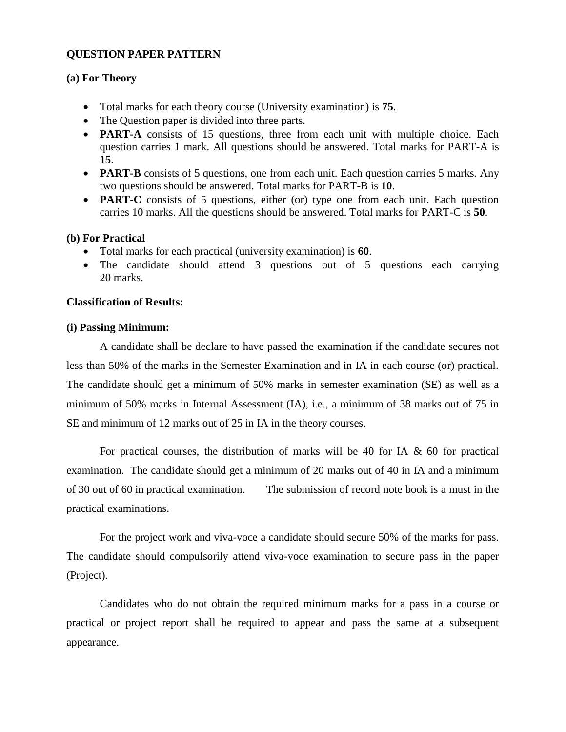**QUESTION PAPER PATTERN**

**(a) For Theory**

- Total marks for each theory course (University examination) is **75**.
- The Question paper is divided into three parts.
- **PART-A** consists of 15 questions, three from each unit with multiple choice. Each question carries 1 mark. All questions should be answered. Total marks for PART-A is **15**.
- **PART-B** consists of 5 questions, one from each unit. Each question carries 5 marks. Any two questions should be answered. Total marks for PART-B is **10**.
- **PART-C** consists of 5 questions, either (or) type one from each unit. Each question carries 10 marks. All the questions should be answered. Total marks for PART-C is **50**.

**(b) For Practical**

- Total marks for each practical (university examination) is **60**.
- The candidate should attend 3 questions out of 5 questions each carrying 20 marks.

**Classification of Results:**

**(i) Passing Minimum:**

A candidate shall be declare to have passed the examination if the candidate secures not less than 50% of the marks in the Semester Examination and in IA in each course (or) practical. The candidate should get a minimum of 50% marks in semester examination (SE) as well as a minimum of 50% marks in Internal Assessment (IA), i.e., a minimum of 38 marks out of 75 in SE and minimum of 12 marks out of 25 in IA in the theory courses.

For practical courses, the distribution of marks will be 40 for IA & 60 for practical examination. The candidate should get a minimum of 20 marks out of 40 in IA and a minimum of 30 out of 60 in practical examination. The submission of record note book is a must in the practical examinations.

For the project work and viva-voce a candidate should secure 50% of the marks for pass. The candidate should compulsorily attend viva-voce examination to secure pass in the paper (Project).

Candidates who do not obtain the required minimum marks for a pass in a course or practical or project report shall be required to appear and pass the same at a subsequent appearance.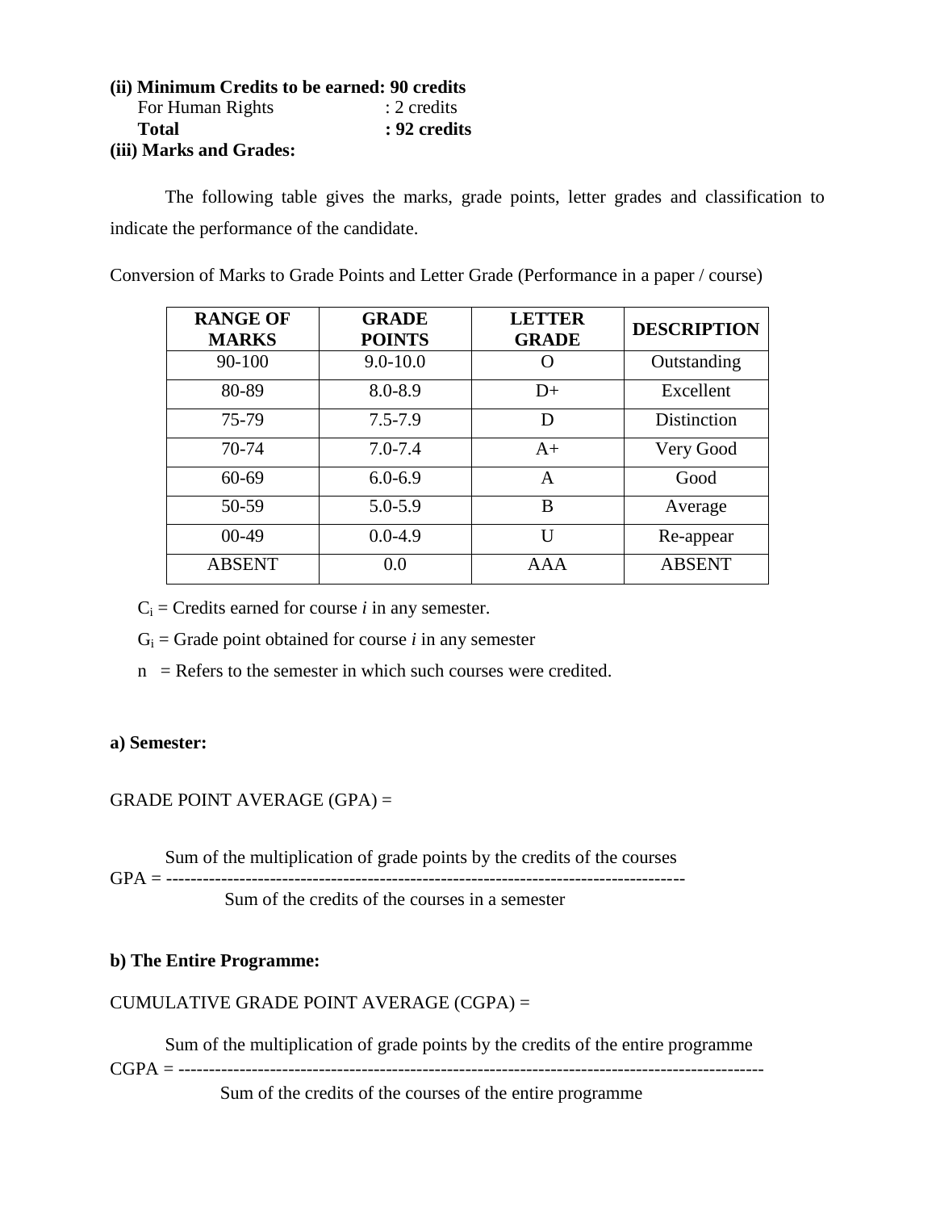**(ii) Minimum Credits to be earned: 90 credits**

For Human Rights : 2 credits

**Total : 92 credits**

**(iii) Marks and Grades:**

The following table gives the marks, grade points, letter grades and classification to indicate the performance of the candidate.

Conversion of Marks to Grade Points and Letter Grade (Performance in a paper / course)

| RANGE OF MARKS | GRADE POINTS | LETTER GRADE | DESCRIPTION |
|---|---|---|---|
| 90-100 | 9.0-10.0 | O | Outstanding |
| 80-89 | 8.0-8.9 | D+ | Excellent |
| 75-79 | 7.5-7.9 | D | Distinction |
| 70-74 | 7.0-7.4 | A+ | Very Good |
| 60-69 | 6.0-6.9 | A | Good |
| 50-59 | 5.0-5.9 | B | Average |
| 00-49 | 0.0-4.9 | U | Re-appear |
| ABSENT | 0.0 | AAA | ABSENT |

$C_i$ = Credits earned for course *i* in any semester.

$G_i$ = Grade point obtained for course *i* in any semester

n = Refers to the semester in which such courses were credited.

**a) Semester:**

GRADE POINT AVERAGE (GPA) =

$$\text{GPA} = \frac{\text{Sum of the multiplication of grade points by the credits of the courses}}{\text{Sum of the credits of the courses in a semester}}$$

**b) The Entire Programme:**

CUMULATIVE GRADE POINT AVERAGE (CGPA) =

$$\text{CGPA} = \frac{\text{Sum of the multiplication of grade points by the credits of the entire programme}}{\text{Sum of the credits of the courses of the entire programme}}$$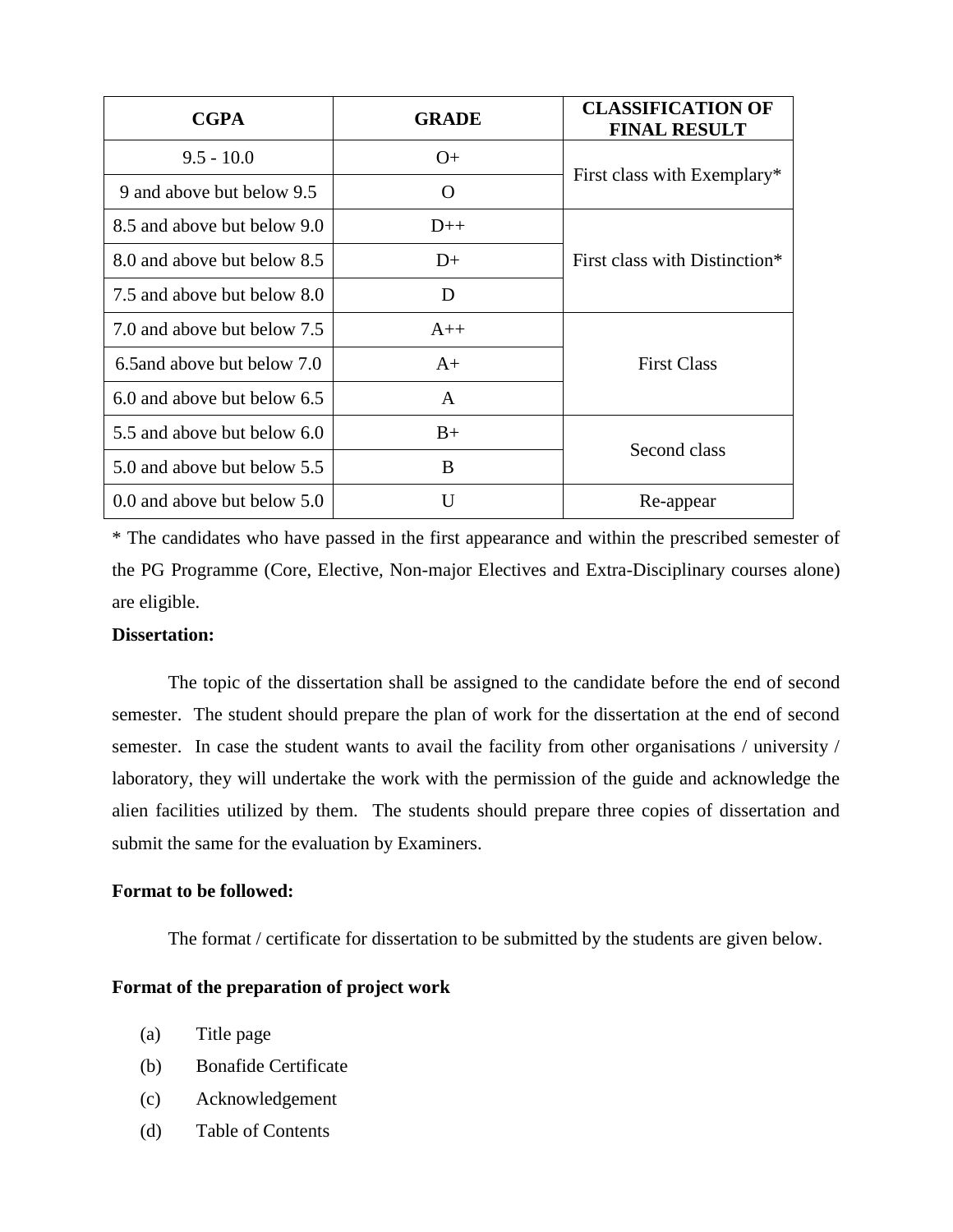| CGPA | GRADE | CLASSIFICATION OF FINAL RESULT |
|---|---|---|
| 9.5 - 10.0 | O+ | First class with Exemplary* |
| 9 and above but below 9.5 | O | |
| 8.5 and above but below 9.0 | D++ | First class with Distinction* |
| 8.0 and above but below 8.5 | D+ | |
| 7.5 and above but below 8.0 | D | |
| 7.0 and above but below 7.5 | A++ | First Class |
| 6.5and above but below 7.0 | A+ | |
| 6.0 and above but below 6.5 | A | |
| 5.5 and above but below 6.0 | B+ | Second class |
| 5.0 and above but below 5.5 | B | |
| 0.0 and above but below 5.0 | U | Re-appear |

* The candidates who have passed in the first appearance and within the prescribed semester of the PG Programme (Core, Elective, Non-major Electives and Extra-Disciplinary courses alone) are eligible.

**Dissertation:**

The topic of the dissertation shall be assigned to the candidate before the end of second semester. The student should prepare the plan of work for the dissertation at the end of second semester. In case the student wants to avail the facility from other organisations / university / laboratory, they will undertake the work with the permission of the guide and acknowledge the alien facilities utilized by them. The students should prepare three copies of dissertation and submit the same for the evaluation by Examiners.

**Format to be followed:**

The format / certificate for dissertation to be submitted by the students are given below.

**Format of the preparation of project work**

(a) Title page

(b) Bonafide Certificate

(c) Acknowledgement

(d) Table of Contents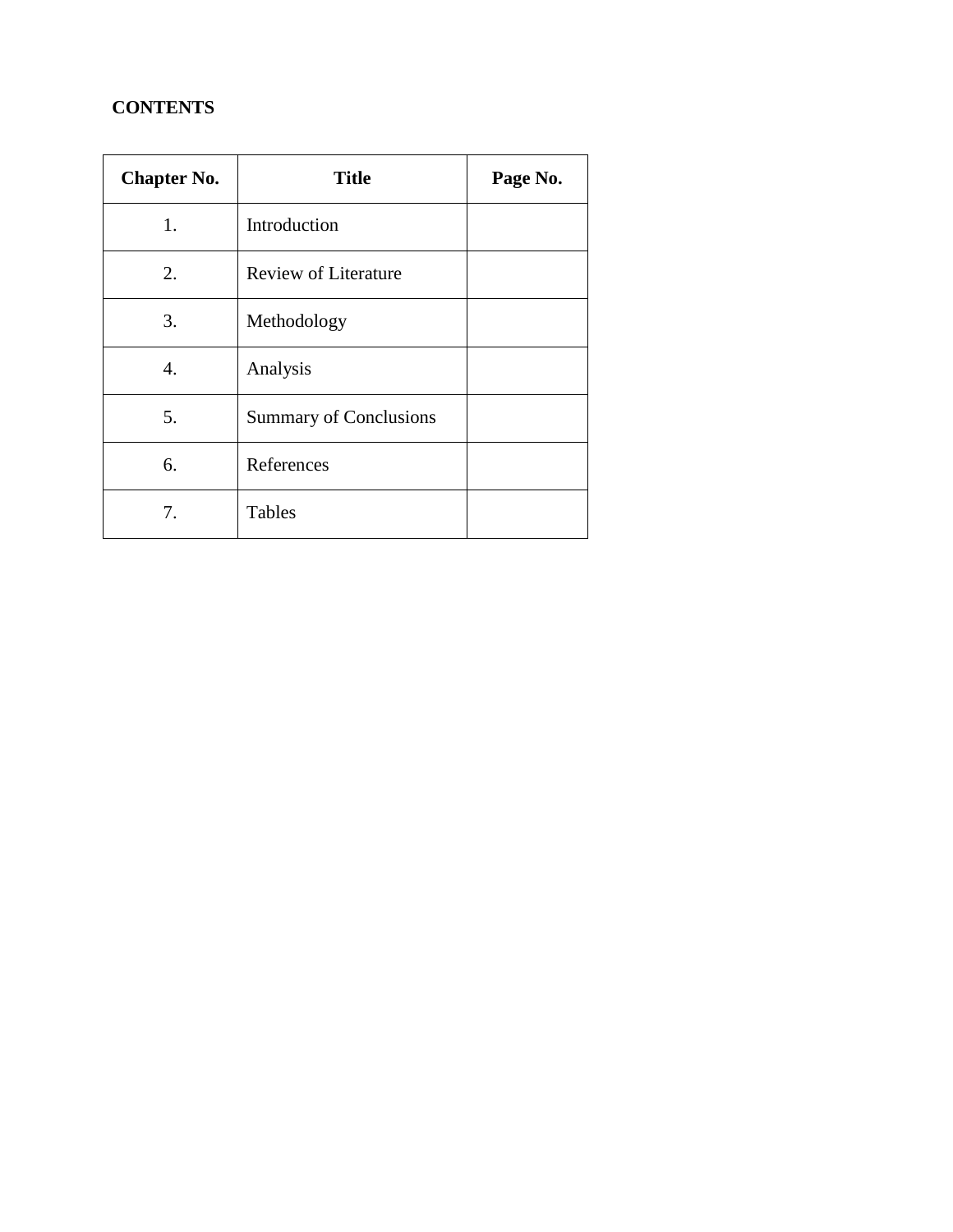**CONTENTS**

| Chapter No. | Title | Page No. |
|---|---|---|
| 1. | Introduction | |
| 2. | Review of Literature | |
| 3. | Methodology | |
| 4. | Analysis | |
| 5. | Summary of Conclusions | |
| 6. | References | |
| 7. | Tables | |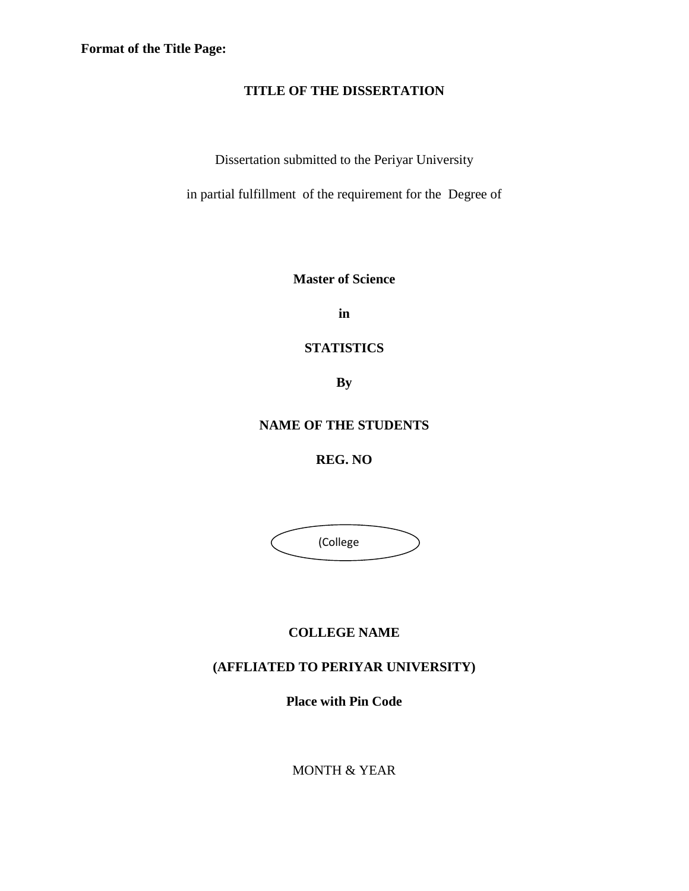**Format of the Title Page:**

**TITLE OF THE DISSERTATION**

Dissertation submitted to the Periyar University

in partial fulfillment of the requirement for the Degree of

**Master of Science**

**in**

**STATISTICS**

**By**

**NAME OF THE STUDENTS**

**REG. NO**

(College

**COLLEGE NAME**

**(AFFLIATED TO PERIYAR UNIVERSITY)**

**Place with Pin Code**

MONTH & YEAR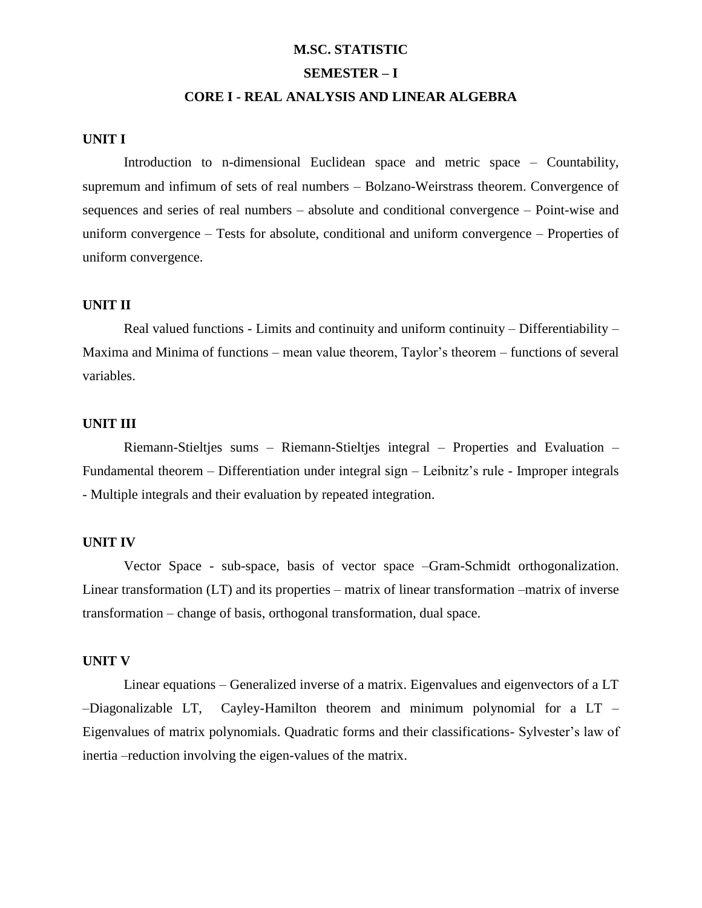# M.SC. STATISTIC

## SEMESTER – I

## CORE I - REAL ANALYSIS AND LINEAR ALGEBRA

### UNIT I

Introduction to n-dimensional Euclidean space and metric space – Countability, supremum and infimum of sets of real numbers – Bolzano-Weirstrass theorem. Convergence of sequences and series of real numbers – absolute and conditional convergence – Point-wise and uniform convergence – Tests for absolute, conditional and uniform convergence – Properties of uniform convergence.

### UNIT II

Real valued functions - Limits and continuity and uniform continuity – Differentiability – Maxima and Minima of functions – mean value theorem, Taylor's theorem – functions of several variables.

### UNIT III

Riemann-Stieltjes sums – Riemann-Stieltjes integral – Properties and Evaluation – Fundamental theorem – Differentiation under integral sign – Leibnitz's rule - Improper integrals - Multiple integrals and their evaluation by repeated integration.

### UNIT IV

Vector Space - sub-space, basis of vector space –Gram-Schmidt orthogonalization. Linear transformation (LT) and its properties – matrix of linear transformation –matrix of inverse transformation – change of basis, orthogonal transformation, dual space.

### UNIT V

Linear equations – Generalized inverse of a matrix. Eigenvalues and eigenvectors of a LT –Diagonalizable LT, Cayley-Hamilton theorem and minimum polynomial for a LT – Eigenvalues of matrix polynomials. Quadratic forms and their classifications- Sylvester's law of inertia –reduction involving the eigen-values of the matrix.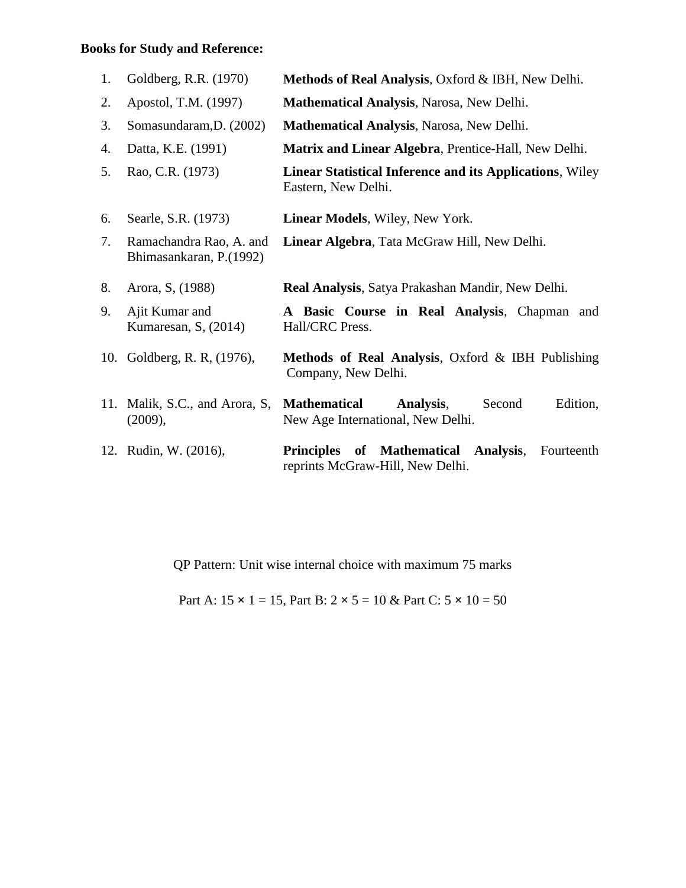**Books for Study and Reference:**

1. Goldberg, R.R. (1970) **Methods of Real Analysis**, Oxford & IBH, New Delhi.
2. Apostol, T.M. (1997) **Mathematical Analysis**, Narosa, New Delhi.
3. Somasundaram,D. (2002) **Mathematical Analysis**, Narosa, New Delhi.
4. Datta, K.E. (1991) **Matrix and Linear Algebra**, Prentice-Hall, New Delhi.
5. Rao, C.R. (1973) **Linear Statistical Inference and its Applications**, Wiley Eastern, New Delhi.
6. Searle, S.R. (1973) **Linear Models**, Wiley, New York.
7. Ramachandra Rao, A. and Bhimasankaran, P.(1992) **Linear Algebra**, Tata McGraw Hill, New Delhi.
8. Arora, S, (1988) **Real Analysis**, Satya Prakashan Mandir, New Delhi.
9. Ajit Kumar and Kumaresan, S, (2014) **A Basic Course in Real Analysis**, Chapman and Hall/CRC Press.
10. Goldberg, R. R, (1976), **Methods of Real Analysis**, Oxford & IBH Publishing Company, New Delhi.
11. Malik, S.C., and Arora, S, (2009), **Mathematical Analysis**, Second Edition, New Age International, New Delhi.
12. Rudin, W. (2016), **Principles of Mathematical Analysis**, Fourteenth reprints McGraw-Hill, New Delhi.

QP Pattern: Unit wise internal choice with maximum 75 marks

Part A: 15 × 1 = 15, Part B: 2 × 5 = 10 & Part C: 5 × 10 = 50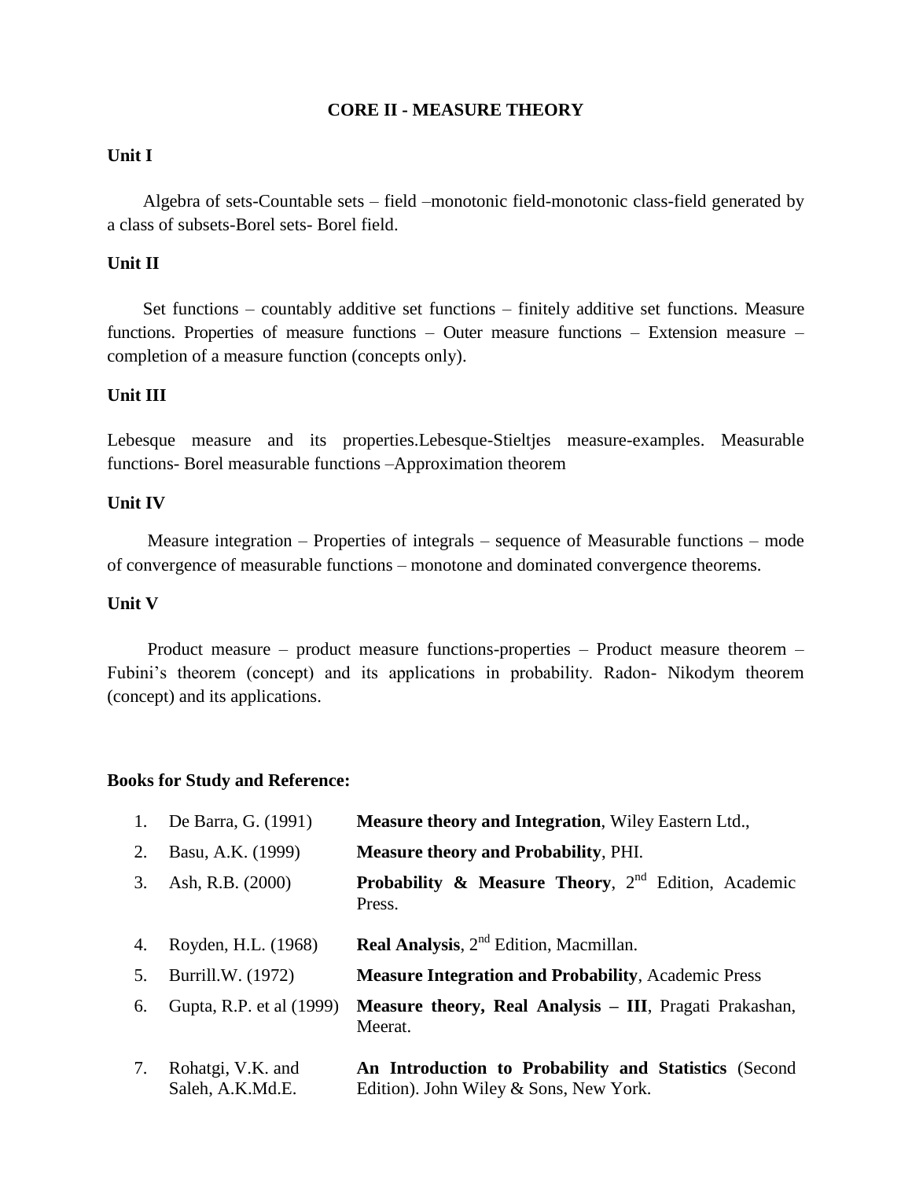# CORE II - MEASURE THEORY

**Unit I**

Algebra of sets-Countable sets – field –monotonic field-monotonic class-field generated by a class of subsets-Borel sets- Borel field.

**Unit II**

Set functions – countably additive set functions – finitely additive set functions. Measure functions. Properties of measure functions – Outer measure functions – Extension measure – completion of a measure function (concepts only).

**Unit III**

Lebesque measure and its properties.Lebesque-Stieltjes measure-examples. Measurable functions- Borel measurable functions –Approximation theorem

**Unit IV**

Measure integration – Properties of integrals – sequence of Measurable functions – mode of convergence of measurable functions – monotone and dominated convergence theorems.

**Unit V**

Product measure – product measure functions-properties – Product measure theorem – Fubini's theorem (concept) and its applications in probability. Radon- Nikodym theorem (concept) and its applications.

**Books for Study and Reference:**

| | | |
|---|---|---|
| 1. | De Barra, G. (1991) | **Measure theory and Integration**, Wiley Eastern Ltd., |
| 2. | Basu, A.K. (1999) | **Measure theory and Probability**, PHI. |
| 3. | Ash, R.B. (2000) | **Probability & Measure Theory**, 2nd Edition, Academic Press. |
| 4. | Royden, H.L. (1968) | **Real Analysis**, 2nd Edition, Macmillan. |
| 5. | Burrill.W. (1972) | **Measure Integration and Probability**, Academic Press |
| 6. | Gupta, R.P. et al (1999) | **Measure theory, Real Analysis – III**, Pragati Prakashan, Meerat. |
| 7. | Rohatgi, V.K. and Saleh, A.K.Md.E. | **An Introduction to Probability and Statistics** (Second Edition). John Wiley & Sons, New York. |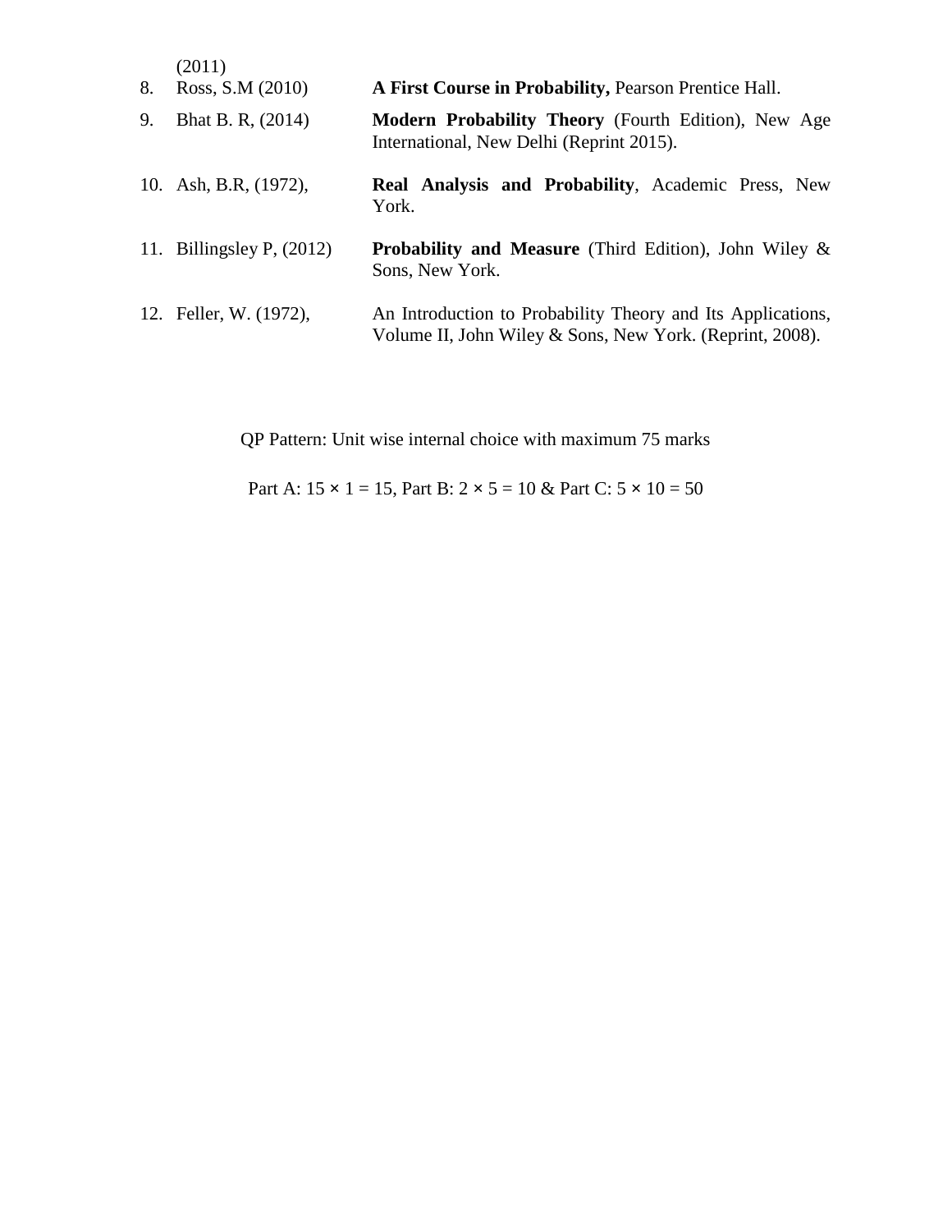(2011)

8. Ross, S.M (2010) — **A First Course in Probability,** Pearson Prentice Hall.
9. Bhat B. R, (2014) — **Modern Probability Theory** (Fourth Edition), New Age International, New Delhi (Reprint 2015).
10. Ash, B.R, (1972), — **Real Analysis and Probability**, Academic Press, New York.
11. Billingsley P, (2012) — **Probability and Measure** (Third Edition), John Wiley & Sons, New York.
12. Feller, W. (1972), — An Introduction to Probability Theory and Its Applications, Volume II, John Wiley & Sons, New York. (Reprint, 2008).

QP Pattern: Unit wise internal choice with maximum 75 marks

Part A: 15 × 1 = 15, Part B: 2 × 5 = 10 & Part C: 5 × 10 = 50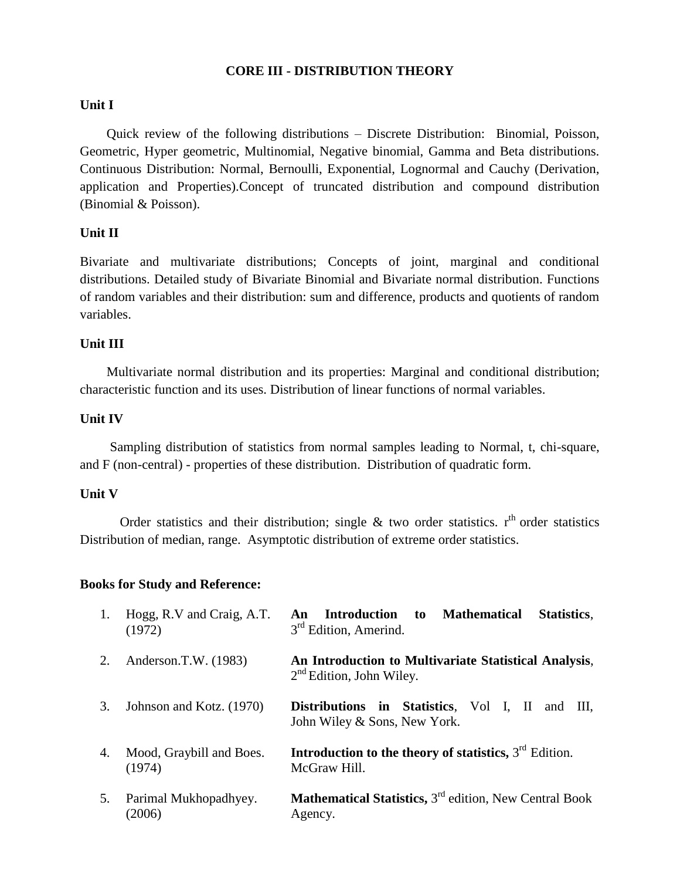# CORE III - DISTRIBUTION THEORY

## Unit I

Quick review of the following distributions – Discrete Distribution: Binomial, Poisson, Geometric, Hyper geometric, Multinomial, Negative binomial, Gamma and Beta distributions. Continuous Distribution: Normal, Bernoulli, Exponential, Lognormal and Cauchy (Derivation, application and Properties).Concept of truncated distribution and compound distribution (Binomial & Poisson).

## Unit II

Bivariate and multivariate distributions; Concepts of joint, marginal and conditional distributions. Detailed study of Bivariate Binomial and Bivariate normal distribution. Functions of random variables and their distribution: sum and difference, products and quotients of random variables.

## Unit III

Multivariate normal distribution and its properties: Marginal and conditional distribution; characteristic function and its uses. Distribution of linear functions of normal variables.

## Unit IV

Sampling distribution of statistics from normal samples leading to Normal, t, chi-square, and F (non-central) - properties of these distribution. Distribution of quadratic form.

## Unit V

Order statistics and their distribution; single & two order statistics. $r^{th}$ order statistics Distribution of median, range. Asymptotic distribution of extreme order statistics.

## Books for Study and Reference:

1. Hogg, R.V and Craig, A.T. (1972) — **An Introduction to Mathematical Statistics**, 3rd Edition, Amerind.
2. Anderson.T.W. (1983) — **An Introduction to Multivariate Statistical Analysis**, 2nd Edition, John Wiley.
3. Johnson and Kotz. (1970) — **Distributions in Statistics**, Vol I, II and III, John Wiley & Sons, New York.
4. Mood, Graybill and Boes. (1974) — **Introduction to the theory of statistics,** 3rd Edition. McGraw Hill.
5. Parimal Mukhopadhyey. (2006) — **Mathematical Statistics,** 3rd edition, New Central Book Agency.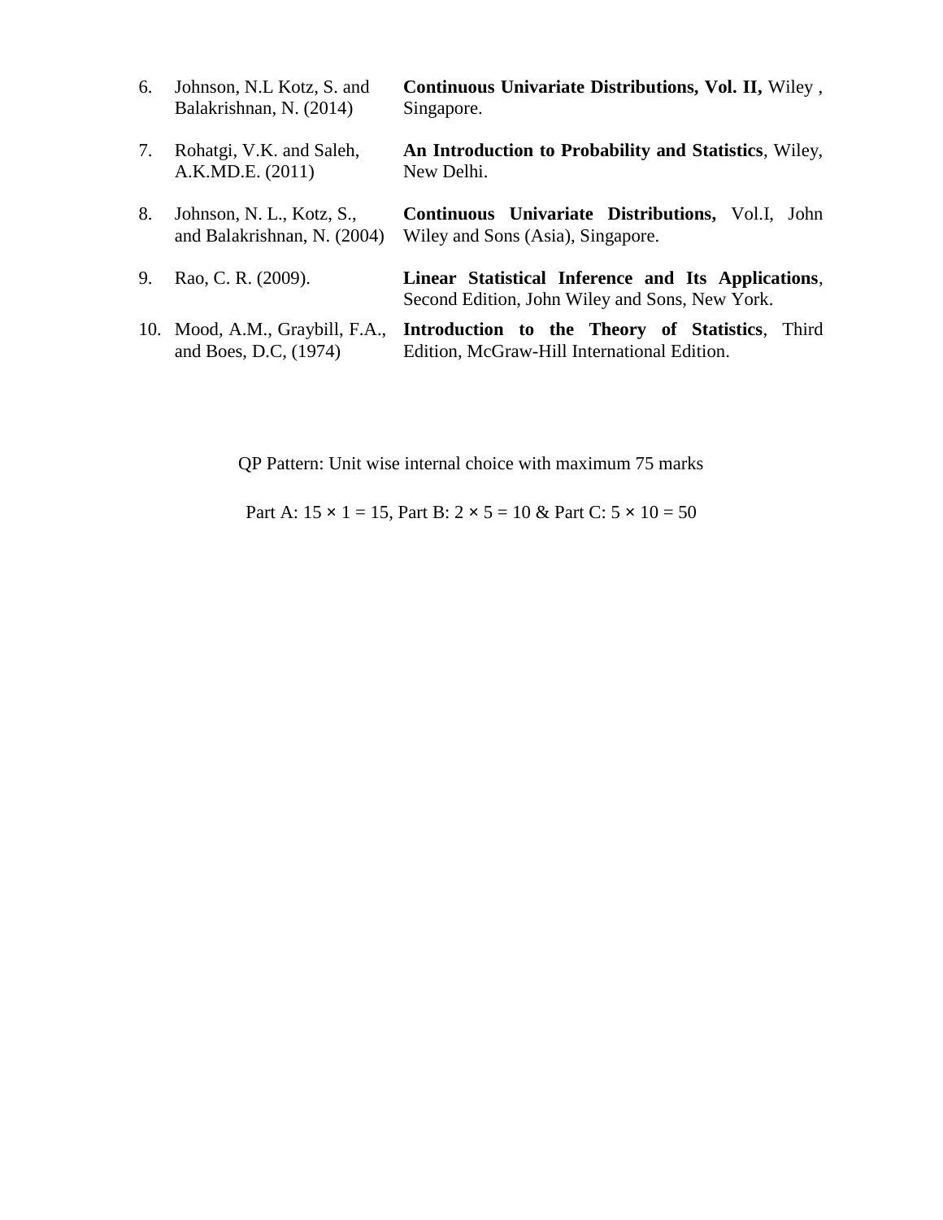| | | |
|---|---|---|
| 6. | Johnson, N.L Kotz, S. and Balakrishnan, N. (2014) | **Continuous Univariate Distributions, Vol. II,** Wiley , Singapore. |
| 7. | Rohatgi, V.K. and Saleh, A.K.MD.E. (2011) | **An Introduction to Probability and Statistics**, Wiley, New Delhi. |
| 8. | Johnson, N. L., Kotz, S., and Balakrishnan, N. (2004) | **Continuous Univariate Distributions,** Vol.I, John Wiley and Sons (Asia), Singapore. |
| 9. | Rao, C. R. (2009). | **Linear Statistical Inference and Its Applications**, Second Edition, John Wiley and Sons, New York. |
| 10. | Mood, A.M., Graybill, F.A., and Boes, D.C, (1974) | **Introduction to the Theory of Statistics**, Third Edition, McGraw-Hill International Edition. |

QP Pattern: Unit wise internal choice with maximum 75 marks

Part A: 15 × 1 = 15, Part B: 2 × 5 = 10 & Part C: 5 × 10 = 50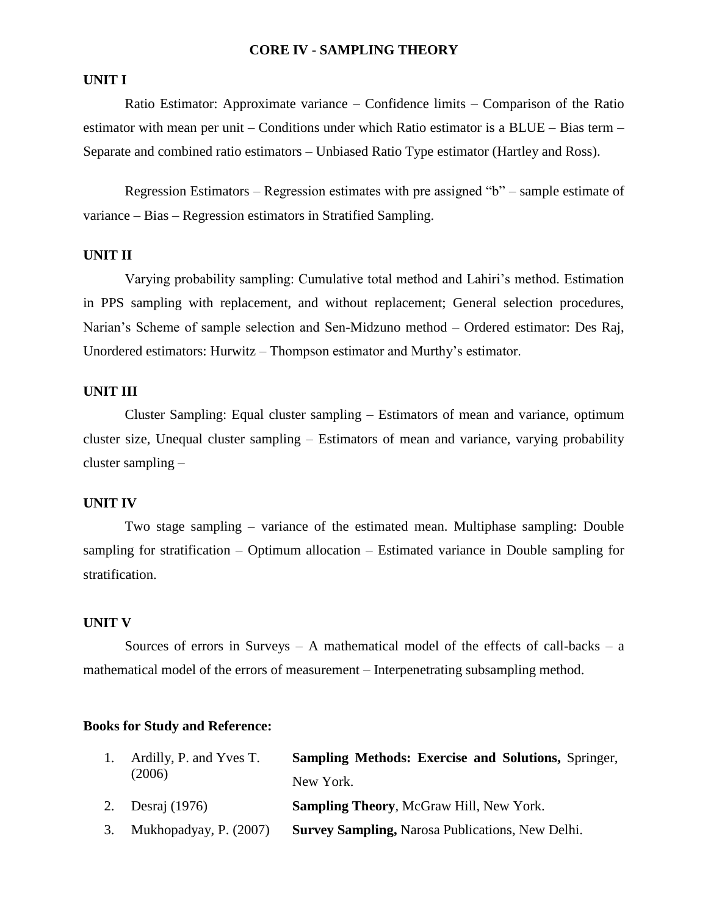# CORE IV - SAMPLING THEORY

## UNIT I

Ratio Estimator: Approximate variance – Confidence limits – Comparison of the Ratio estimator with mean per unit – Conditions under which Ratio estimator is a BLUE – Bias term – Separate and combined ratio estimators – Unbiased Ratio Type estimator (Hartley and Ross).

Regression Estimators – Regression estimates with pre assigned “b” – sample estimate of variance – Bias – Regression estimators in Stratified Sampling.

## UNIT II

Varying probability sampling: Cumulative total method and Lahiri’s method. Estimation in PPS sampling with replacement, and without replacement; General selection procedures, Narian’s Scheme of sample selection and Sen-Midzuno method – Ordered estimator: Des Raj, Unordered estimators: Hurwitz – Thompson estimator and Murthy’s estimator.

## UNIT III

Cluster Sampling: Equal cluster sampling – Estimators of mean and variance, optimum cluster size, Unequal cluster sampling – Estimators of mean and variance, varying probability cluster sampling –

## UNIT IV

Two stage sampling – variance of the estimated mean. Multiphase sampling: Double sampling for stratification – Optimum allocation – Estimated variance in Double sampling for stratification.

## UNIT V

Sources of errors in Surveys – A mathematical model of the effects of call-backs – a mathematical model of the errors of measurement – Interpenetrating subsampling method.

## Books for Study and Reference:

| | | |
|---|---|---|
| 1. | Ardilly, P. and Yves T. (2006) | **Sampling Methods: Exercise and Solutions,** Springer, New York. |
| 2. | Desraj (1976) | **Sampling Theory**, McGraw Hill, New York. |
| 3. | Mukhopadyay, P. (2007) | **Survey Sampling,** Narosa Publications, New Delhi. |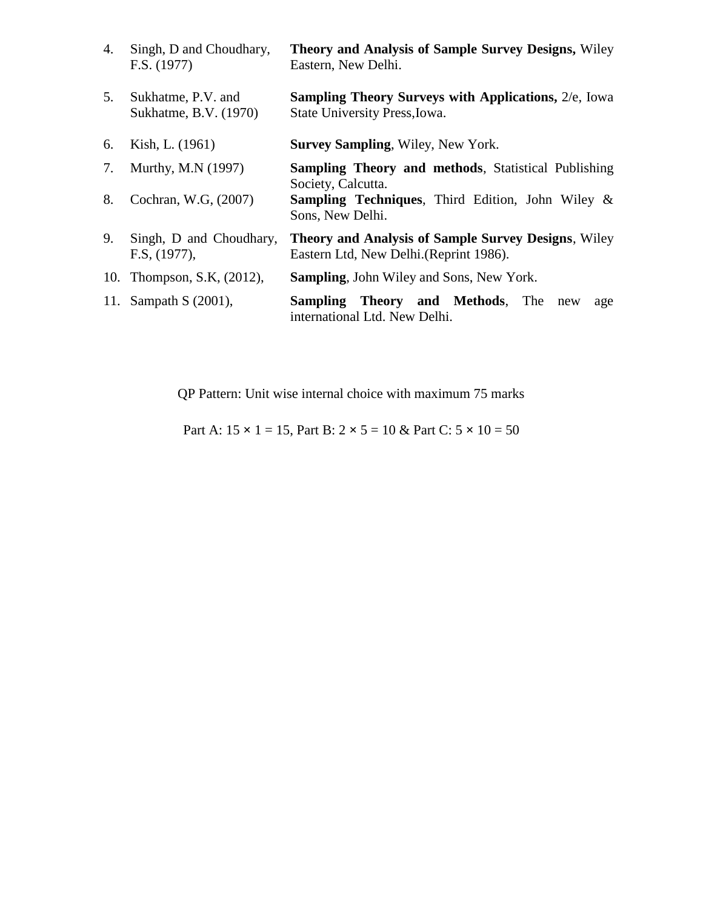4. Singh, D and Choudhary, F.S. (1977) **Theory and Analysis of Sample Survey Designs,** Wiley Eastern, New Delhi.
5. Sukhatme, P.V. and Sukhatme, B.V. (1970) **Sampling Theory Surveys with Applications,** 2/e, Iowa State University Press,Iowa.
6. Kish, L. (1961) **Survey Sampling**, Wiley, New York.
7. Murthy, M.N (1997) **Sampling Theory and methods**, Statistical Publishing Society, Calcutta.
8. Cochran, W.G, (2007) **Sampling Techniques**, Third Edition, John Wiley & Sons, New Delhi.
9. Singh, D and Choudhary, F.S, (1977), **Theory and Analysis of Sample Survey Designs**, Wiley Eastern Ltd, New Delhi.(Reprint 1986).
10. Thompson, S.K, (2012), **Sampling**, John Wiley and Sons, New York.
11. Sampath S (2001), **Sampling Theory and Methods**, The new age international Ltd. New Delhi.

QP Pattern: Unit wise internal choice with maximum 75 marks

Part A: 15 × 1 = 15, Part B: 2 × 5 = 10 & Part C: 5 × 10 = 50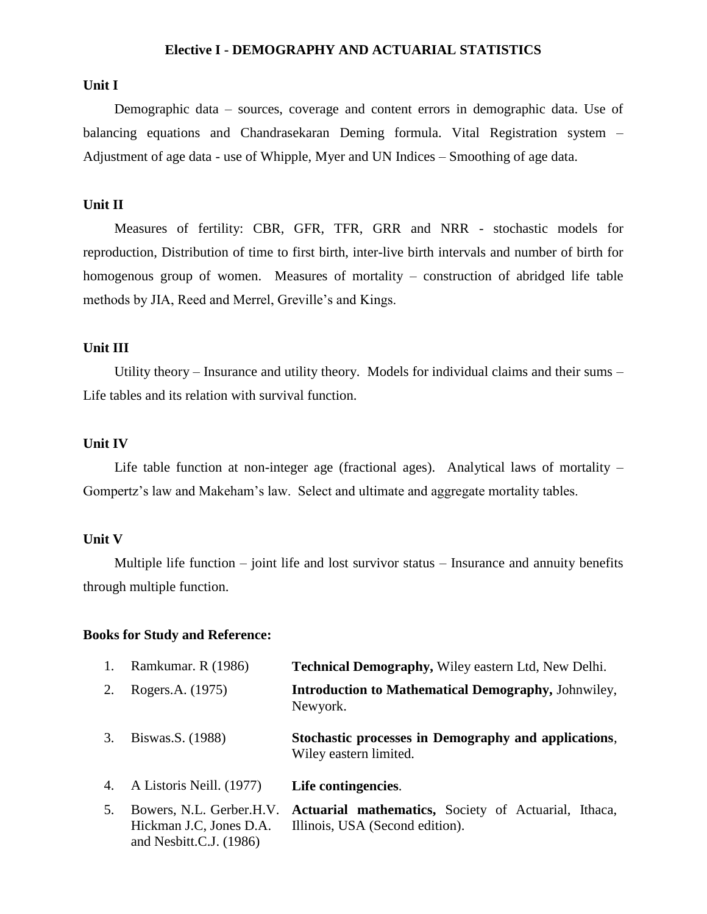# Elective I - DEMOGRAPHY AND ACTUARIAL STATISTICS

**Unit I**

Demographic data – sources, coverage and content errors in demographic data. Use of balancing equations and Chandrasekaran Deming formula. Vital Registration system – Adjustment of age data - use of Whipple, Myer and UN Indices – Smoothing of age data.

**Unit II**

Measures of fertility: CBR, GFR, TFR, GRR and NRR - stochastic models for reproduction, Distribution of time to first birth, inter-live birth intervals and number of birth for homogenous group of women. Measures of mortality – construction of abridged life table methods by JIA, Reed and Merrel, Greville's and Kings.

**Unit III**

Utility theory – Insurance and utility theory. Models for individual claims and their sums – Life tables and its relation with survival function.

**Unit IV**

Life table function at non-integer age (fractional ages). Analytical laws of mortality – Gompertz's law and Makeham's law. Select and ultimate and aggregate mortality tables.

**Unit V**

Multiple life function – joint life and lost survivor status – Insurance and annuity benefits through multiple function.

**Books for Study and Reference:**

| | | |
|---|---|---|
| 1. | Ramkumar. R (1986) | **Technical Demography,** Wiley eastern Ltd, New Delhi. |
| 2. | Rogers.A. (1975) | **Introduction to Mathematical Demography,** Johnwiley, Newyork. |
| 3. | Biswas.S. (1988) | **Stochastic processes in Demography and applications**, Wiley eastern limited. |
| 4. | A Listoris Neill. (1977) | **Life contingencies**. |
| 5. | Bowers, N.L. Gerber.H.V. Hickman J.C, Jones D.A. and Nesbitt.C.J. (1986) | **Actuarial mathematics,** Society of Actuarial, Ithaca, Illinois, USA (Second edition). |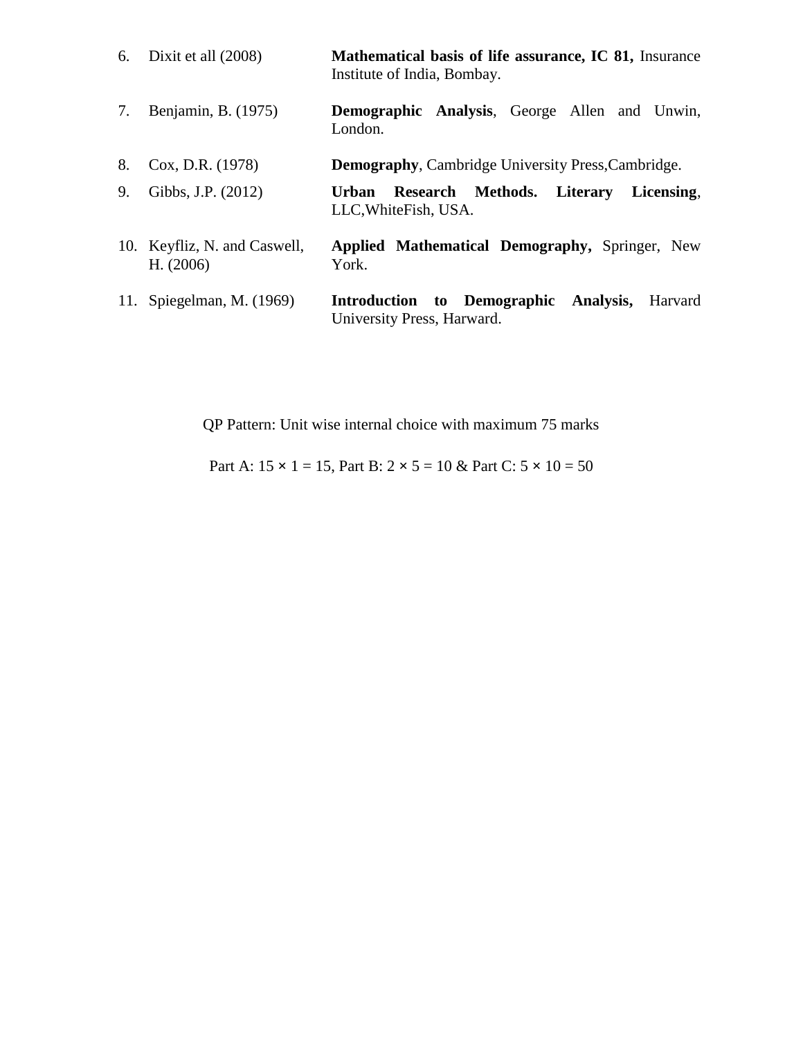6. Dixit et all (2008) — **Mathematical basis of life assurance, IC 81,** Insurance Institute of India, Bombay.

7. Benjamin, B. (1975) — **Demographic Analysis**, George Allen and Unwin, London.

8. Cox, D.R. (1978) — **Demography**, Cambridge University Press,Cambridge.

9. Gibbs, J.P. (2012) — **Urban Research Methods. Literary Licensing**, LLC,WhiteFish, USA.

10. Keyfliz, N. and Caswell, H. (2006) — **Applied Mathematical Demography,** Springer, New York.

11. Spiegelman, M. (1969) — **Introduction to Demographic Analysis,** Harvard University Press, Harward.

QP Pattern: Unit wise internal choice with maximum 75 marks

Part A: 15 × 1 = 15, Part B: 2 × 5 = 10 & Part C: 5 × 10 = 50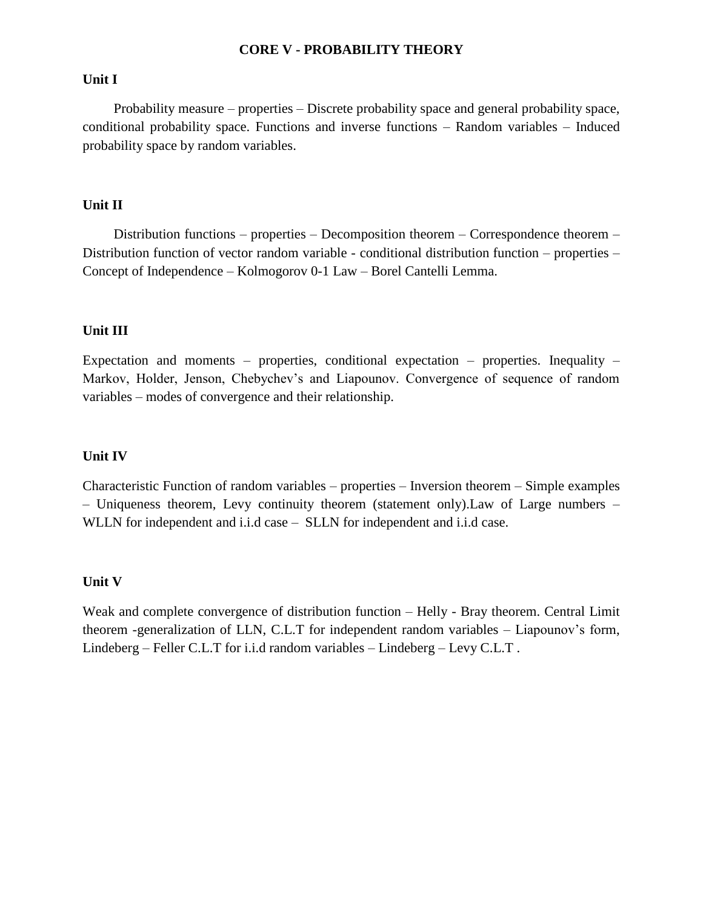# CORE V - PROBABILITY THEORY

## Unit I

Probability measure – properties – Discrete probability space and general probability space, conditional probability space. Functions and inverse functions – Random variables – Induced probability space by random variables.

## Unit II

Distribution functions – properties – Decomposition theorem – Correspondence theorem – Distribution function of vector random variable - conditional distribution function – properties – Concept of Independence – Kolmogorov 0-1 Law – Borel Cantelli Lemma.

## Unit III

Expectation and moments – properties, conditional expectation – properties. Inequality – Markov, Holder, Jenson, Chebychev's and Liapounov. Convergence of sequence of random variables – modes of convergence and their relationship.

## Unit IV

Characteristic Function of random variables – properties – Inversion theorem – Simple examples – Uniqueness theorem, Levy continuity theorem (statement only).Law of Large numbers – WLLN for independent and i.i.d case – SLLN for independent and i.i.d case.

## Unit V

Weak and complete convergence of distribution function – Helly - Bray theorem. Central Limit theorem -generalization of LLN, C.L.T for independent random variables – Liapounov's form, Lindeberg – Feller C.L.T for i.i.d random variables – Lindeberg – Levy C.L.T .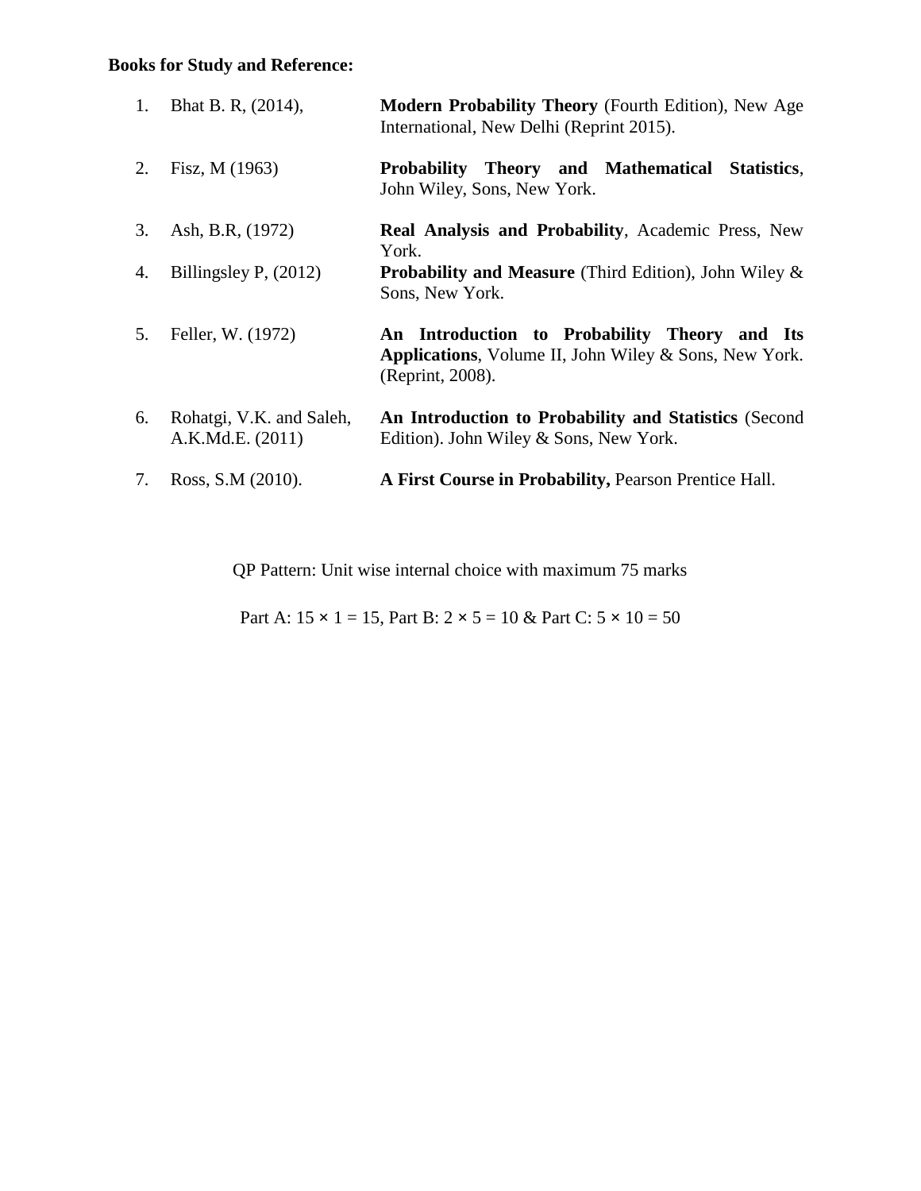**Books for Study and Reference:**

1. Bhat B. R, (2014), **Modern Probability Theory** (Fourth Edition), New Age International, New Delhi (Reprint 2015).
2. Fisz, M (1963) **Probability Theory and Mathematical Statistics**, John Wiley, Sons, New York.
3. Ash, B.R, (1972) **Real Analysis and Probability**, Academic Press, New York.
4. Billingsley P, (2012) **Probability and Measure** (Third Edition), John Wiley & Sons, New York.
5. Feller, W. (1972) **An Introduction to Probability Theory and Its Applications**, Volume II, John Wiley & Sons, New York. (Reprint, 2008).
6. Rohatgi, V.K. and Saleh, A.K.Md.E. (2011) **An Introduction to Probability and Statistics** (Second Edition). John Wiley & Sons, New York.
7. Ross, S.M (2010). **A First Course in Probability,** Pearson Prentice Hall.

QP Pattern: Unit wise internal choice with maximum 75 marks

Part A: 15 × 1 = 15, Part B: 2 × 5 = 10 & Part C: 5 × 10 = 50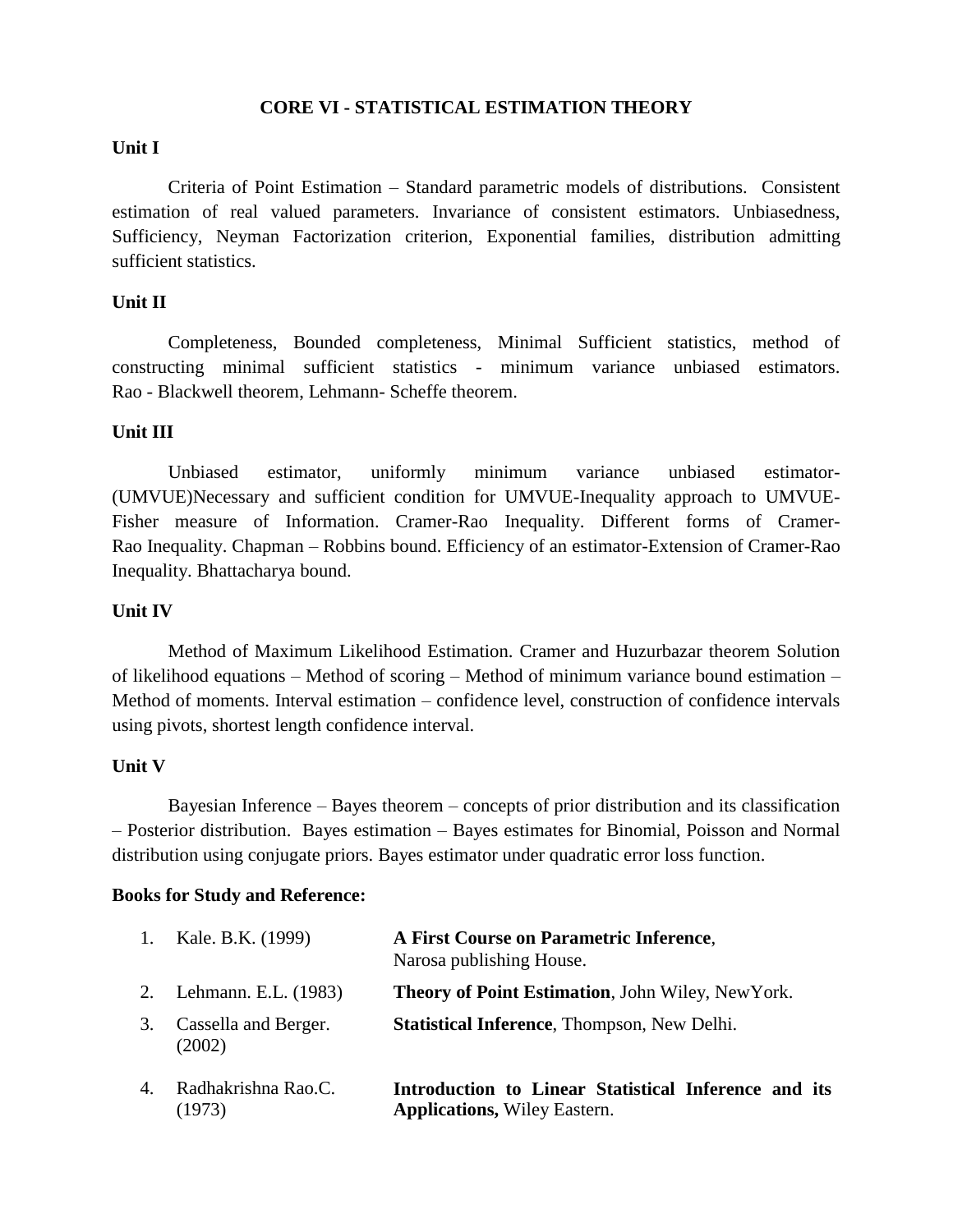# CORE VI - STATISTICAL ESTIMATION THEORY

## Unit I

Criteria of Point Estimation – Standard parametric models of distributions. Consistent estimation of real valued parameters. Invariance of consistent estimators. Unbiasedness, Sufficiency, Neyman Factorization criterion, Exponential families, distribution admitting sufficient statistics.

## Unit II

Completeness, Bounded completeness, Minimal Sufficient statistics, method of constructing minimal sufficient statistics - minimum variance unbiased estimators. Rao - Blackwell theorem, Lehmann- Scheffe theorem.

## Unit III

Unbiased estimator, uniformly minimum variance unbiased estimator-(UMVUE)Necessary and sufficient condition for UMVUE-Inequality approach to UMVUE-Fisher measure of Information. Cramer-Rao Inequality. Different forms of Cramer-Rao Inequality. Chapman – Robbins bound. Efficiency of an estimator-Extension of Cramer-Rao Inequality. Bhattacharya bound.

## Unit IV

Method of Maximum Likelihood Estimation. Cramer and Huzurbazar theorem Solution of likelihood equations – Method of scoring – Method of minimum variance bound estimation – Method of moments. Interval estimation – confidence level, construction of confidence intervals using pivots, shortest length confidence interval.

## Unit V

Bayesian Inference – Bayes theorem – concepts of prior distribution and its classification – Posterior distribution. Bayes estimation – Bayes estimates for Binomial, Poisson and Normal distribution using conjugate priors. Bayes estimator under quadratic error loss function.

## Books for Study and Reference:

1. Kale. B.K. (1999) — **A First Course on Parametric Inference**, Narosa publishing House.
2. Lehmann. E.L. (1983) — **Theory of Point Estimation**, John Wiley, NewYork.
3. Cassella and Berger. (2002) — **Statistical Inference**, Thompson, New Delhi.
4. Radhakrishna Rao.C. (1973) — **Introduction to Linear Statistical Inference and its Applications,** Wiley Eastern.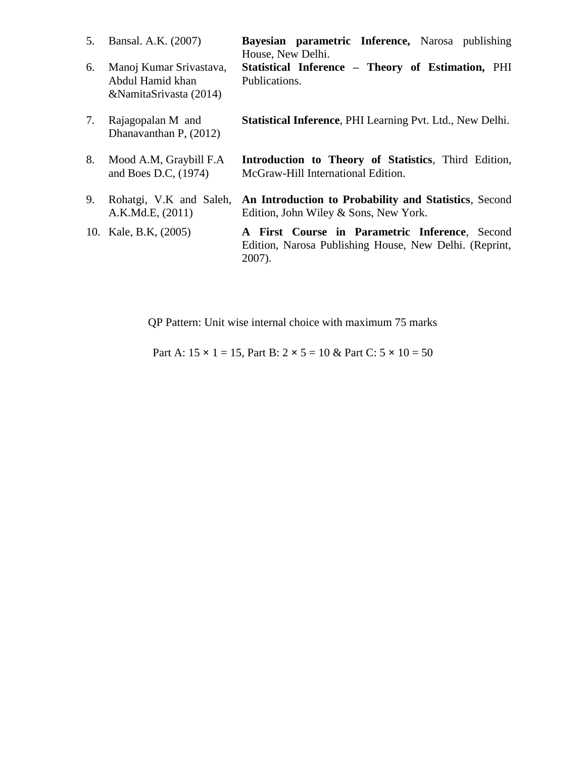| | | |
|---|---|---|
| 5. | Bansal. A.K. (2007) | **Bayesian parametric Inference,** Narosa publishing House, New Delhi. |
| 6. | Manoj Kumar Srivastava, Abdul Hamid khan &NamitaSrivasta (2014) | **Statistical Inference – Theory of Estimation,** PHI Publications. |
| 7. | Rajagopalan M and Dhanavanthan P, (2012) | **Statistical Inference**, PHI Learning Pvt. Ltd., New Delhi. |
| 8. | Mood A.M, Graybill F.A and Boes D.C, (1974) | **Introduction to Theory of Statistics**, Third Edition, McGraw-Hill International Edition. |
| 9. | Rohatgi, V.K and Saleh, A.K.Md.E, (2011) | **An Introduction to Probability and Statistics**, Second Edition, John Wiley & Sons, New York. |
| 10. | Kale, B.K, (2005) | **A First Course in Parametric Inference**, Second Edition, Narosa Publishing House, New Delhi. (Reprint, 2007). |

QP Pattern: Unit wise internal choice with maximum 75 marks

Part A: $15 \times 1 = 15$, Part B: $2 \times 5 = 10$ & Part C: $5 \times 10 = 50$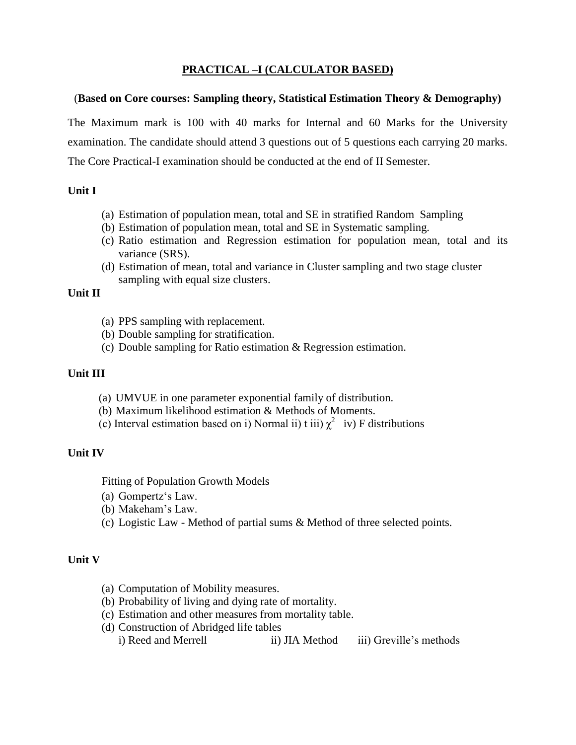## PRACTICAL –I (CALCULATOR BASED)

(**Based on Core courses: Sampling theory, Statistical Estimation Theory & Demography)**

The Maximum mark is 100 with 40 marks for Internal and 60 Marks for the University examination. The candidate should attend 3 questions out of 5 questions each carrying 20 marks. The Core Practical-I examination should be conducted at the end of II Semester.

**Unit I**

(a) Estimation of population mean, total and SE in stratified Random Sampling
(b) Estimation of population mean, total and SE in Systematic sampling.
(c) Ratio estimation and Regression estimation for population mean, total and its variance (SRS).
(d) Estimation of mean, total and variance in Cluster sampling and two stage cluster sampling with equal size clusters.

**Unit II**

(a) PPS sampling with replacement.
(b) Double sampling for stratification.
(c) Double sampling for Ratio estimation & Regression estimation.

**Unit III**

(a) UMVUE in one parameter exponential family of distribution.
(b) Maximum likelihood estimation & Methods of Moments.
(c) Interval estimation based on i) Normal ii) t iii) $\chi^2$ iv) F distributions

**Unit IV**

Fitting of Population Growth Models

(a) Gompertz's Law.
(b) Makeham's Law.
(c) Logistic Law - Method of partial sums & Method of three selected points.

**Unit V**

(a) Computation of Mobility measures.
(b) Probability of living and dying rate of mortality.
(c) Estimation and other measures from mortality table.
(d) Construction of Abridged life tables
i) Reed and Merrell ii) JIA Method iii) Greville's methods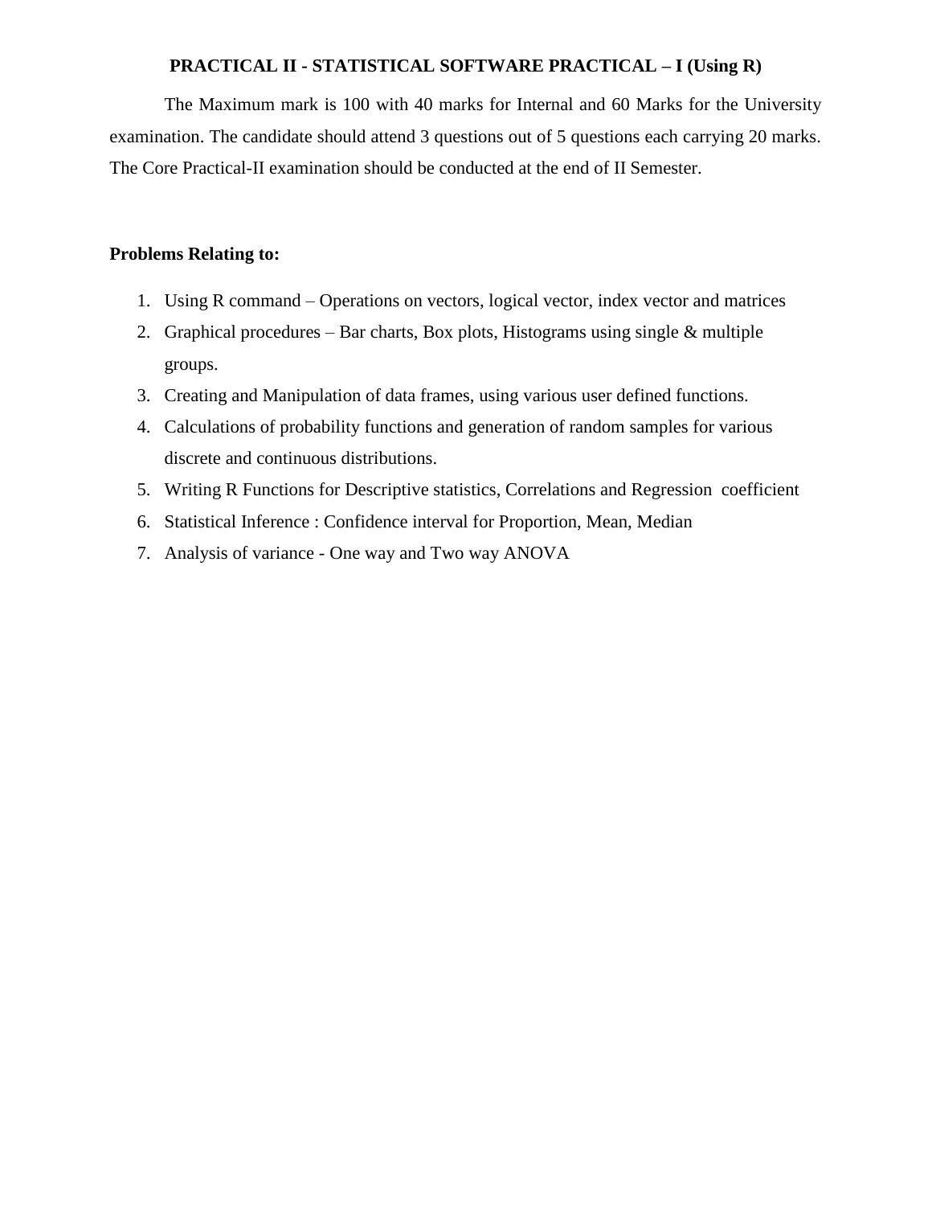## PRACTICAL II - STATISTICAL SOFTWARE PRACTICAL – I (Using R)

The Maximum mark is 100 with 40 marks for Internal and 60 Marks for the University examination. The candidate should attend 3 questions out of 5 questions each carrying 20 marks. The Core Practical-II examination should be conducted at the end of II Semester.

**Problems Relating to:**

1. Using R command – Operations on vectors, logical vector, index vector and matrices
2. Graphical procedures – Bar charts, Box plots, Histograms using single & multiple groups.
3. Creating and Manipulation of data frames, using various user defined functions.
4. Calculations of probability functions and generation of random samples for various discrete and continuous distributions.
5. Writing R Functions for Descriptive statistics, Correlations and Regression coefficient
6. Statistical Inference : Confidence interval for Proportion, Mean, Median
7. Analysis of variance - One way and Two way ANOVA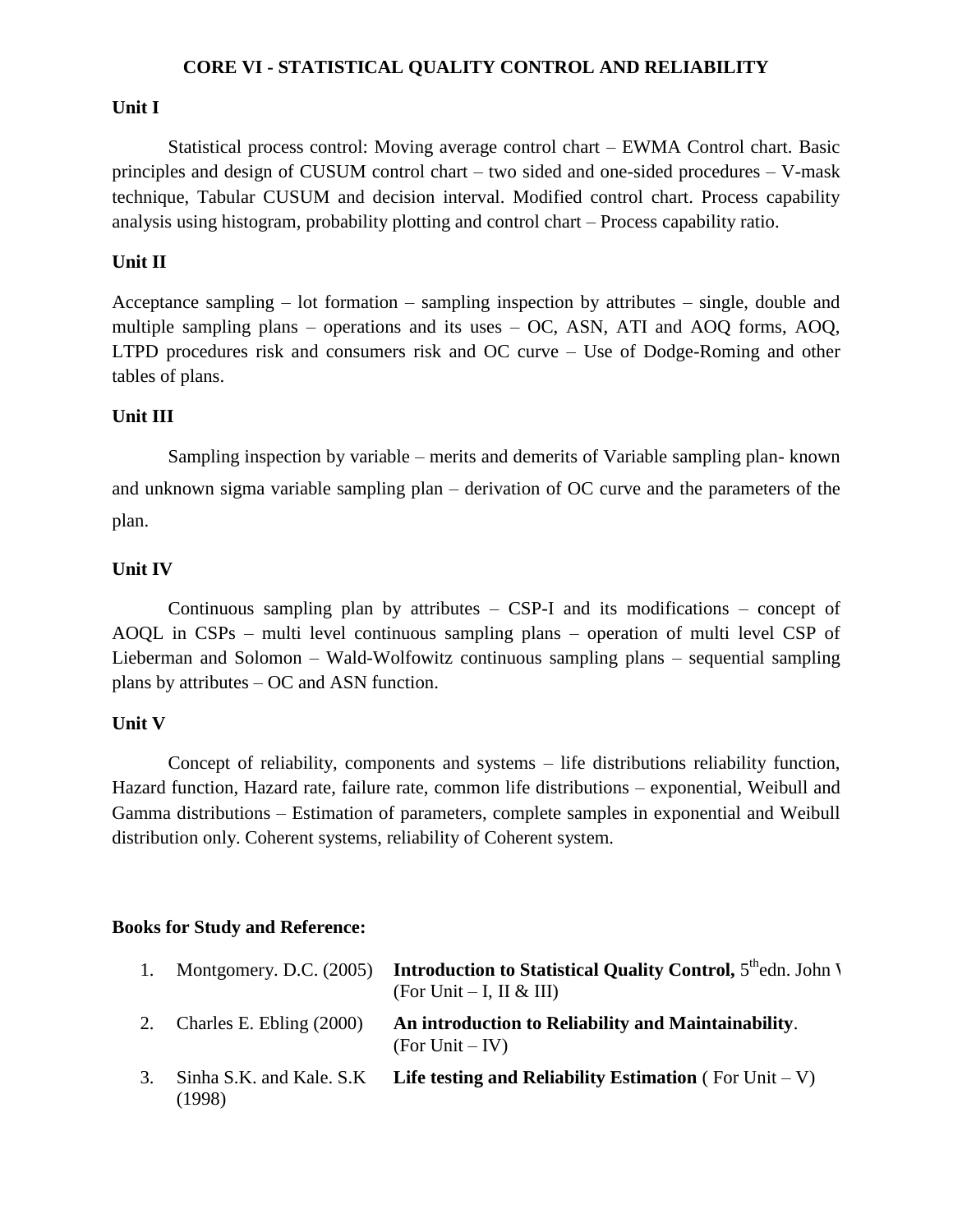## CORE VI - STATISTICAL QUALITY CONTROL AND RELIABILITY

### Unit I

Statistical process control: Moving average control chart – EWMA Control chart. Basic principles and design of CUSUM control chart – two sided and one-sided procedures – V-mask technique, Tabular CUSUM and decision interval. Modified control chart. Process capability analysis using histogram, probability plotting and control chart – Process capability ratio.

### Unit II

Acceptance sampling – lot formation – sampling inspection by attributes – single, double and multiple sampling plans – operations and its uses – OC, ASN, ATI and AOQ forms, AOQ, LTPD procedures risk and consumers risk and OC curve – Use of Dodge-Roming and other tables of plans.

### Unit III

Sampling inspection by variable – merits and demerits of Variable sampling plan- known and unknown sigma variable sampling plan – derivation of OC curve and the parameters of the plan.

### Unit IV

Continuous sampling plan by attributes – CSP-I and its modifications – concept of AOQL in CSPs – multi level continuous sampling plans – operation of multi level CSP of Lieberman and Solomon – Wald-Wolfowitz continuous sampling plans – sequential sampling plans by attributes – OC and ASN function.

### Unit V

Concept of reliability, components and systems – life distributions reliability function, Hazard function, Hazard rate, failure rate, common life distributions – exponential, Weibull and Gamma distributions – Estimation of parameters, complete samples in exponential and Weibull distribution only. Coherent systems, reliability of Coherent system.

### Books for Study and Reference:

1. Montgomery. D.C. (2005) **Introduction to Statistical Quality Control,** 5th edn. John W (For Unit – I, II & III)
2. Charles E. Ebling (2000) **An introduction to Reliability and Maintainability**. (For Unit – IV)
3. Sinha S.K. and Kale. S.K (1998) **Life testing and Reliability Estimation** ( For Unit – V)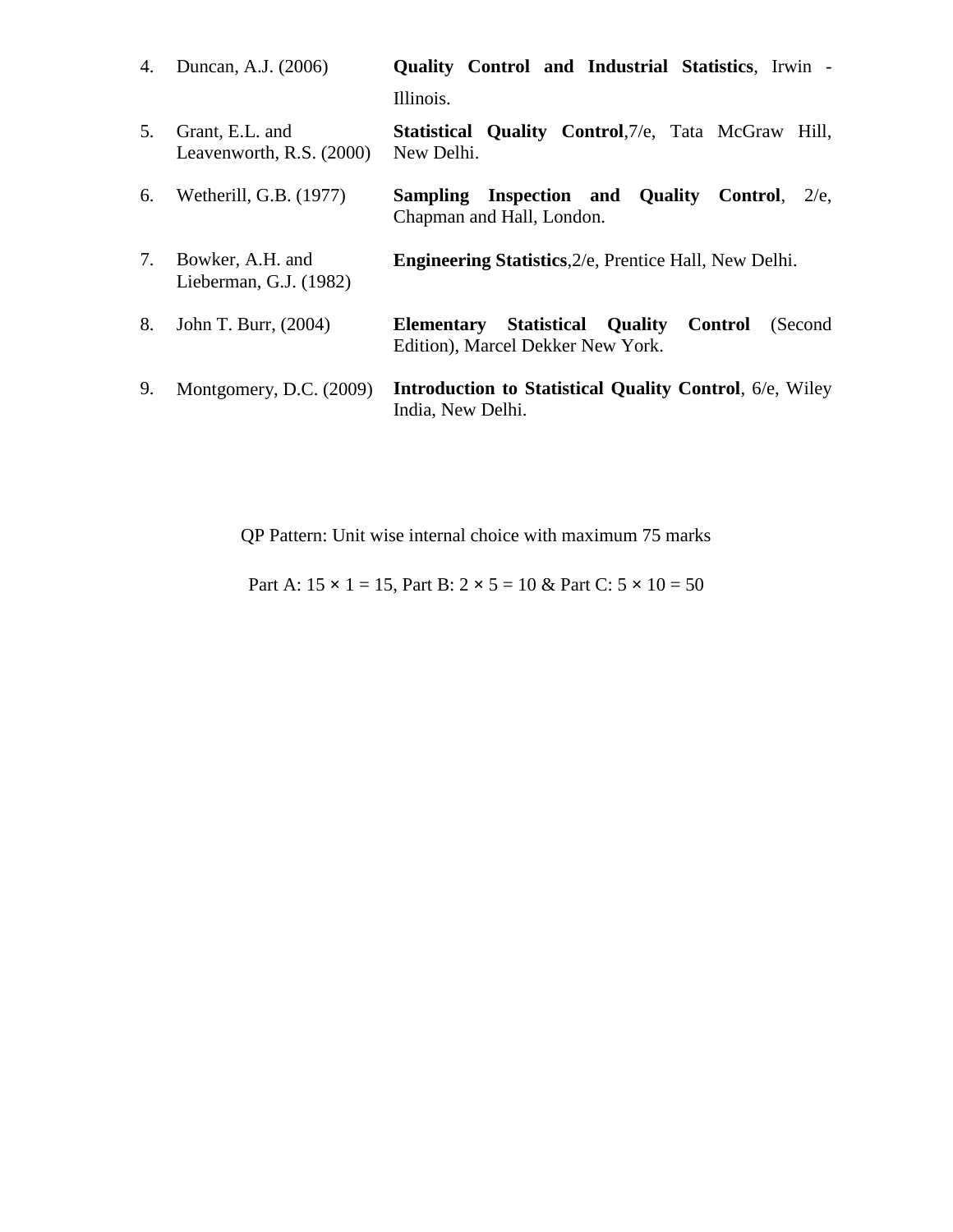4. Duncan, A.J. (2006) — **Quality Control and Industrial Statistics**, Irwin - Illinois.

5. Grant, E.L. and Leavenworth, R.S. (2000) — **Statistical Quality Control**,7/e, Tata McGraw Hill, New Delhi.

6. Wetherill, G.B. (1977) — **Sampling Inspection and Quality Control**, 2/e, Chapman and Hall, London.

7. Bowker, A.H. and Lieberman, G.J. (1982) — **Engineering Statistics**,2/e, Prentice Hall, New Delhi.

8. John T. Burr, (2004) — **Elementary Statistical Quality Control** (Second Edition), Marcel Dekker New York.

9. Montgomery, D.C. (2009) — **Introduction to Statistical Quality Control**, 6/e, Wiley India, New Delhi.

QP Pattern: Unit wise internal choice with maximum 75 marks

Part A: 15 × 1 = 15, Part B: 2 × 5 = 10 & Part C: 5 × 10 = 50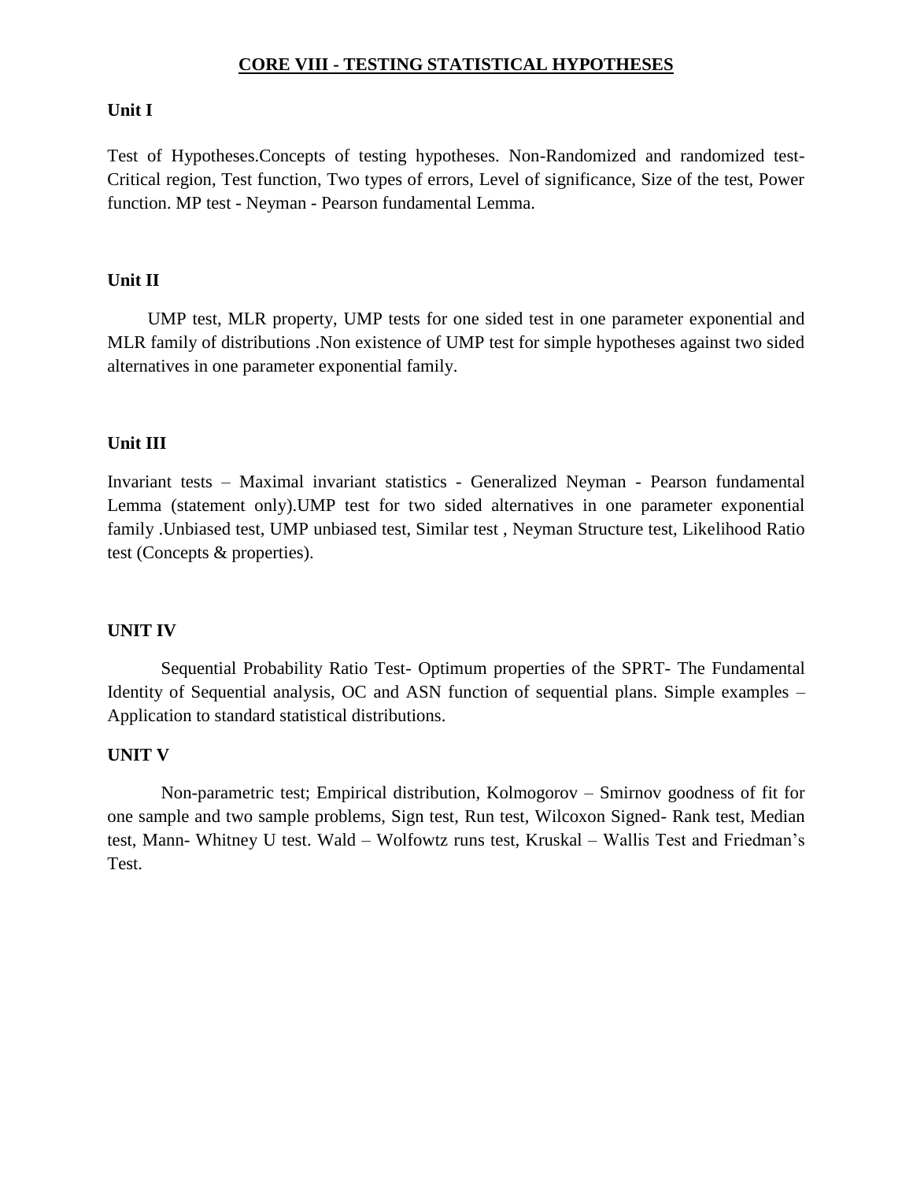## CORE VIII - TESTING STATISTICAL HYPOTHESES

### Unit I

Test of Hypotheses.Concepts of testing hypotheses. Non-Randomized and randomized test- Critical region, Test function, Two types of errors, Level of significance, Size of the test, Power function. MP test - Neyman - Pearson fundamental Lemma.

### Unit II

UMP test, MLR property, UMP tests for one sided test in one parameter exponential and MLR family of distributions .Non existence of UMP test for simple hypotheses against two sided alternatives in one parameter exponential family.

### Unit III

Invariant tests – Maximal invariant statistics - Generalized Neyman - Pearson fundamental Lemma (statement only).UMP test for two sided alternatives in one parameter exponential family .Unbiased test, UMP unbiased test, Similar test , Neyman Structure test, Likelihood Ratio test (Concepts & properties).

### UNIT IV

Sequential Probability Ratio Test- Optimum properties of the SPRT- The Fundamental Identity of Sequential analysis, OC and ASN function of sequential plans. Simple examples – Application to standard statistical distributions.

### UNIT V

Non-parametric test; Empirical distribution, Kolmogorov – Smirnov goodness of fit for one sample and two sample problems, Sign test, Run test, Wilcoxon Signed- Rank test, Median test, Mann- Whitney U test. Wald – Wolfowtz runs test, Kruskal – Wallis Test and Friedman's Test.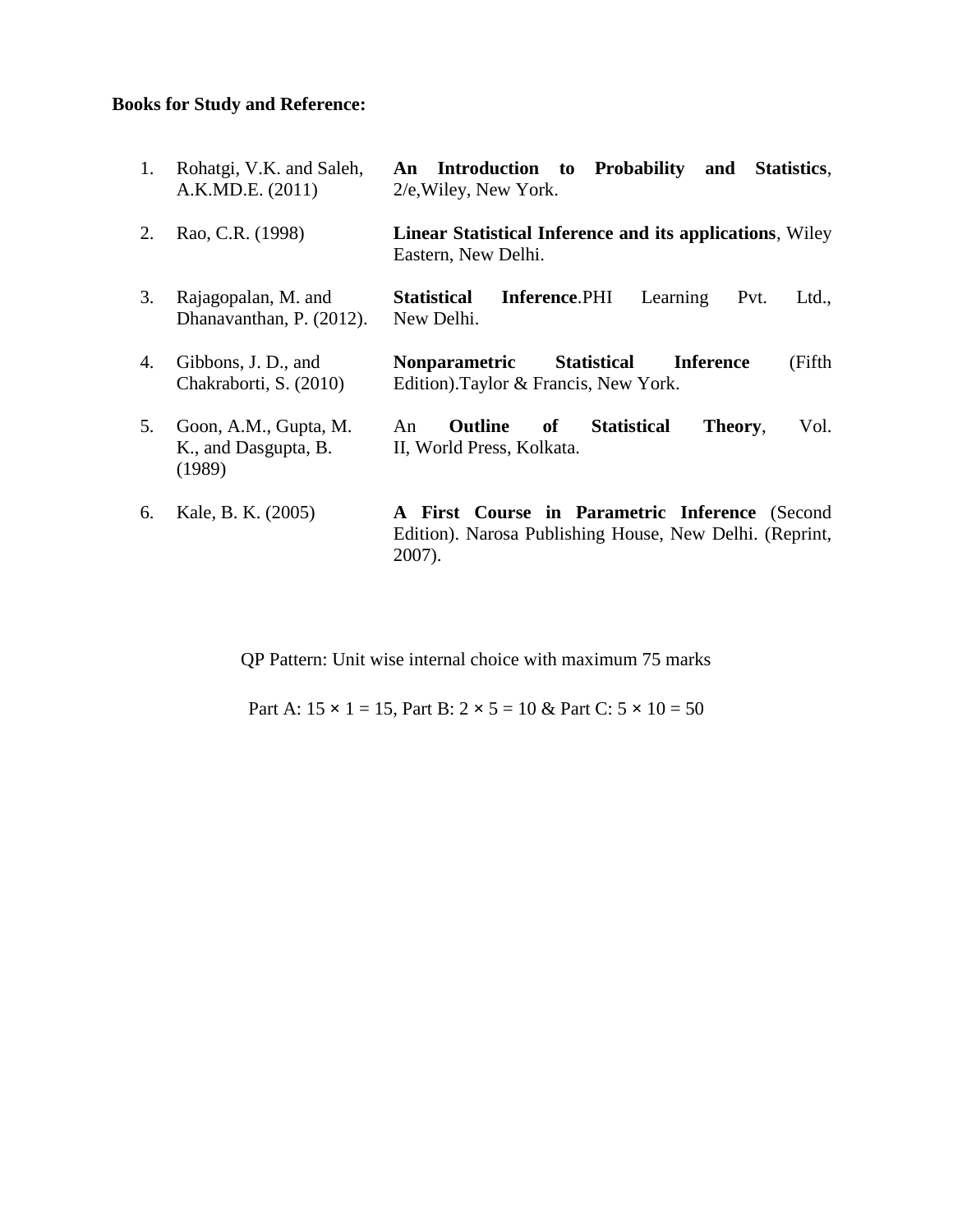**Books for Study and Reference:**

| | | |
|---|---|---|
| 1. | Rohatgi, V.K. and Saleh, A.K.MD.E. (2011) | **An Introduction to Probability and Statistics**, 2/e,Wiley, New York. |
| 2. | Rao, C.R. (1998) | **Linear Statistical Inference and its applications**, Wiley Eastern, New Delhi. |
| 3. | Rajagopalan, M. and Dhanavanthan, P. (2012). | **Statistical Inference**.PHI Learning Pvt. Ltd., New Delhi. |
| 4. | Gibbons, J. D., and Chakraborti, S. (2010) | **Nonparametric Statistical Inference** (Fifth Edition).Taylor & Francis, New York. |
| 5. | Goon, A.M., Gupta, M. K., and Dasgupta, B. (1989) | An **Outline of Statistical Theory**, Vol. II, World Press, Kolkata. |
| 6. | Kale, B. K. (2005) | **A First Course in Parametric Inference** (Second Edition). Narosa Publishing House, New Delhi. (Reprint, 2007). |

QP Pattern: Unit wise internal choice with maximum 75 marks

Part A: 15 × 1 = 15, Part B: 2 × 5 = 10 & Part C: 5 × 10 = 50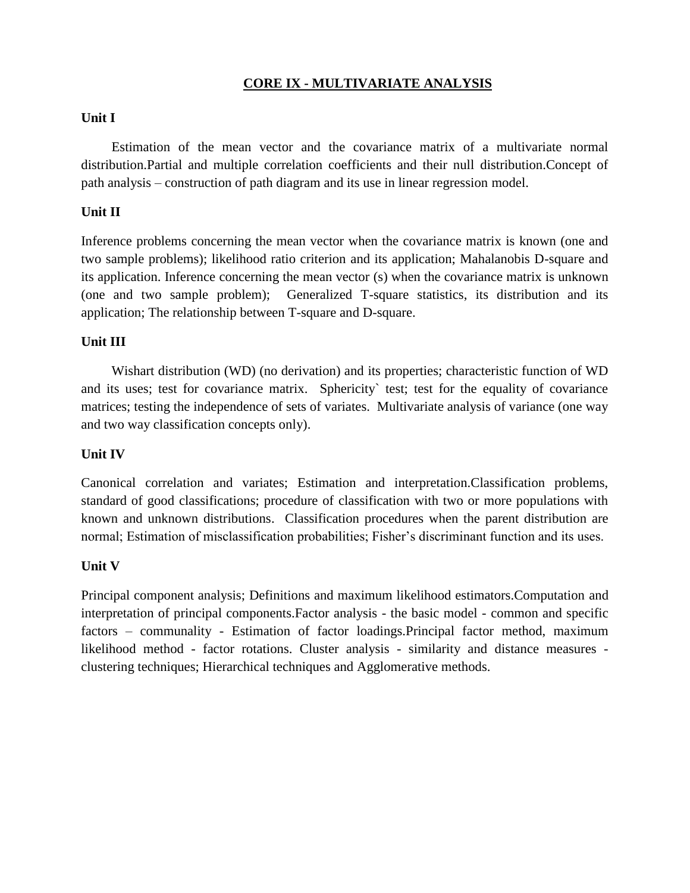# CORE IX - MULTIVARIATE ANALYSIS

**Unit I**

Estimation of the mean vector and the covariance matrix of a multivariate normal distribution.Partial and multiple correlation coefficients and their null distribution.Concept of path analysis – construction of path diagram and its use in linear regression model.

**Unit II**

Inference problems concerning the mean vector when the covariance matrix is known (one and two sample problems); likelihood ratio criterion and its application; Mahalanobis D-square and its application. Inference concerning the mean vector (s) when the covariance matrix is unknown (one and two sample problem); Generalized T-square statistics, its distribution and its application; The relationship between T-square and D-square.

**Unit III**

Wishart distribution (WD) (no derivation) and its properties; characteristic function of WD and its uses; test for covariance matrix. Sphericity` test; test for the equality of covariance matrices; testing the independence of sets of variates. Multivariate analysis of variance (one way and two way classification concepts only).

**Unit IV**

Canonical correlation and variates; Estimation and interpretation.Classification problems, standard of good classifications; procedure of classification with two or more populations with known and unknown distributions. Classification procedures when the parent distribution are normal; Estimation of misclassification probabilities; Fisher's discriminant function and its uses.

**Unit V**

Principal component analysis; Definitions and maximum likelihood estimators.Computation and interpretation of principal components.Factor analysis - the basic model - common and specific factors – communality - Estimation of factor loadings.Principal factor method, maximum likelihood method - factor rotations. Cluster analysis - similarity and distance measures - clustering techniques; Hierarchical techniques and Agglomerative methods.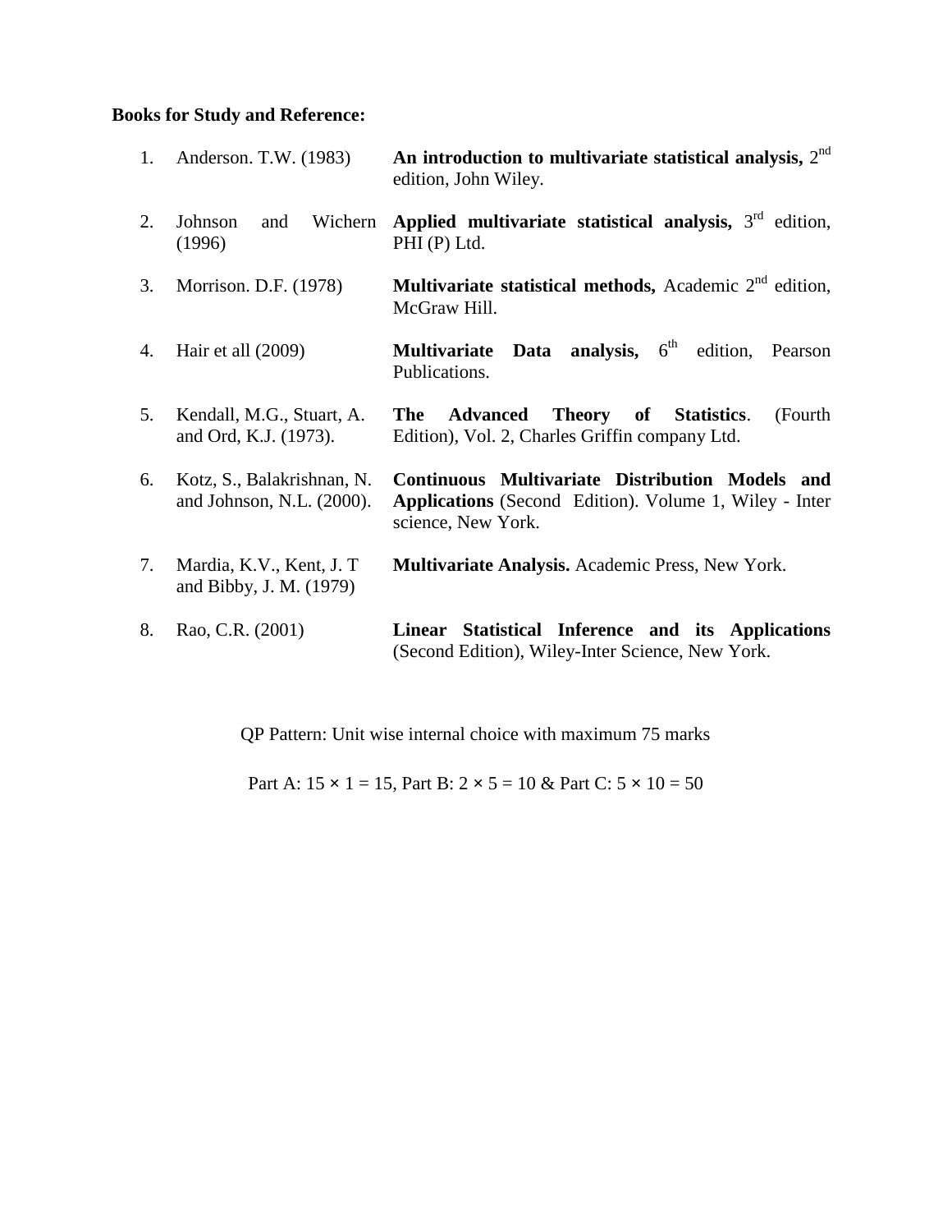**Books for Study and Reference:**

1. Anderson. T.W. (1983) — **An introduction to multivariate statistical analysis,** 2nd edition, John Wiley.

2. Johnson and Wichern (1996) — **Applied multivariate statistical analysis,** 3rd edition, PHI (P) Ltd.

3. Morrison. D.F. (1978) — **Multivariate statistical methods,** Academic 2nd edition, McGraw Hill.

4. Hair et all (2009) — **Multivariate Data analysis,** 6th edition, Pearson Publications.

5. Kendall, M.G., Stuart, A. and Ord, K.J. (1973). — **The Advanced Theory of Statistics**. (Fourth Edition), Vol. 2, Charles Griffin company Ltd.

6. Kotz, S., Balakrishnan, N. and Johnson, N.L. (2000). — **Continuous Multivariate Distribution Models and Applications** (Second Edition). Volume 1, Wiley - Inter science, New York.

7. Mardia, K.V., Kent, J. T and Bibby, J. M. (1979) — **Multivariate Analysis.** Academic Press, New York.

8. Rao, C.R. (2001) — **Linear Statistical Inference and its Applications** (Second Edition), Wiley-Inter Science, New York.

QP Pattern: Unit wise internal choice with maximum 75 marks

Part A: $15 \times 1 = 15$, Part B: $2 \times 5 = 10$ & Part C: $5 \times 10 = 50$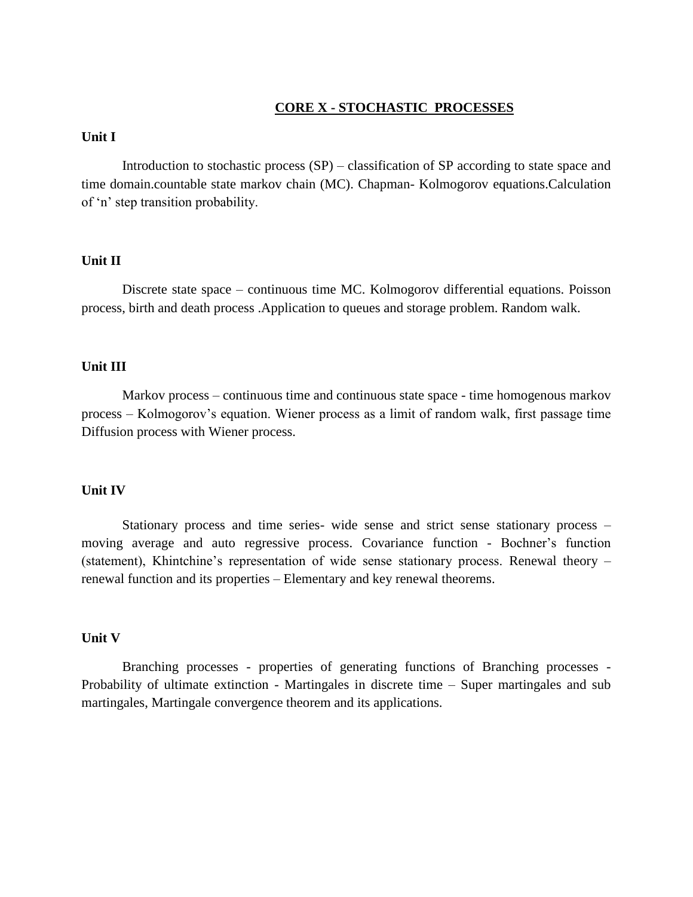# <u>CORE X - STOCHASTIC PROCESSES</u>

**Unit I**

Introduction to stochastic process (SP) – classification of SP according to state space and time domain.countable state markov chain (MC). Chapman- Kolmogorov equations.Calculation of 'n' step transition probability.

**Unit II**

Discrete state space – continuous time MC. Kolmogorov differential equations. Poisson process, birth and death process .Application to queues and storage problem. Random walk.

**Unit III**

Markov process – continuous time and continuous state space - time homogenous markov process – Kolmogorov's equation. Wiener process as a limit of random walk, first passage time Diffusion process with Wiener process.

**Unit IV**

Stationary process and time series- wide sense and strict sense stationary process – moving average and auto regressive process. Covariance function - Bochner's function (statement), Khintchine's representation of wide sense stationary process. Renewal theory – renewal function and its properties – Elementary and key renewal theorems.

**Unit V**

Branching processes - properties of generating functions of Branching processes - Probability of ultimate extinction - Martingales in discrete time – Super martingales and sub martingales, Martingale convergence theorem and its applications.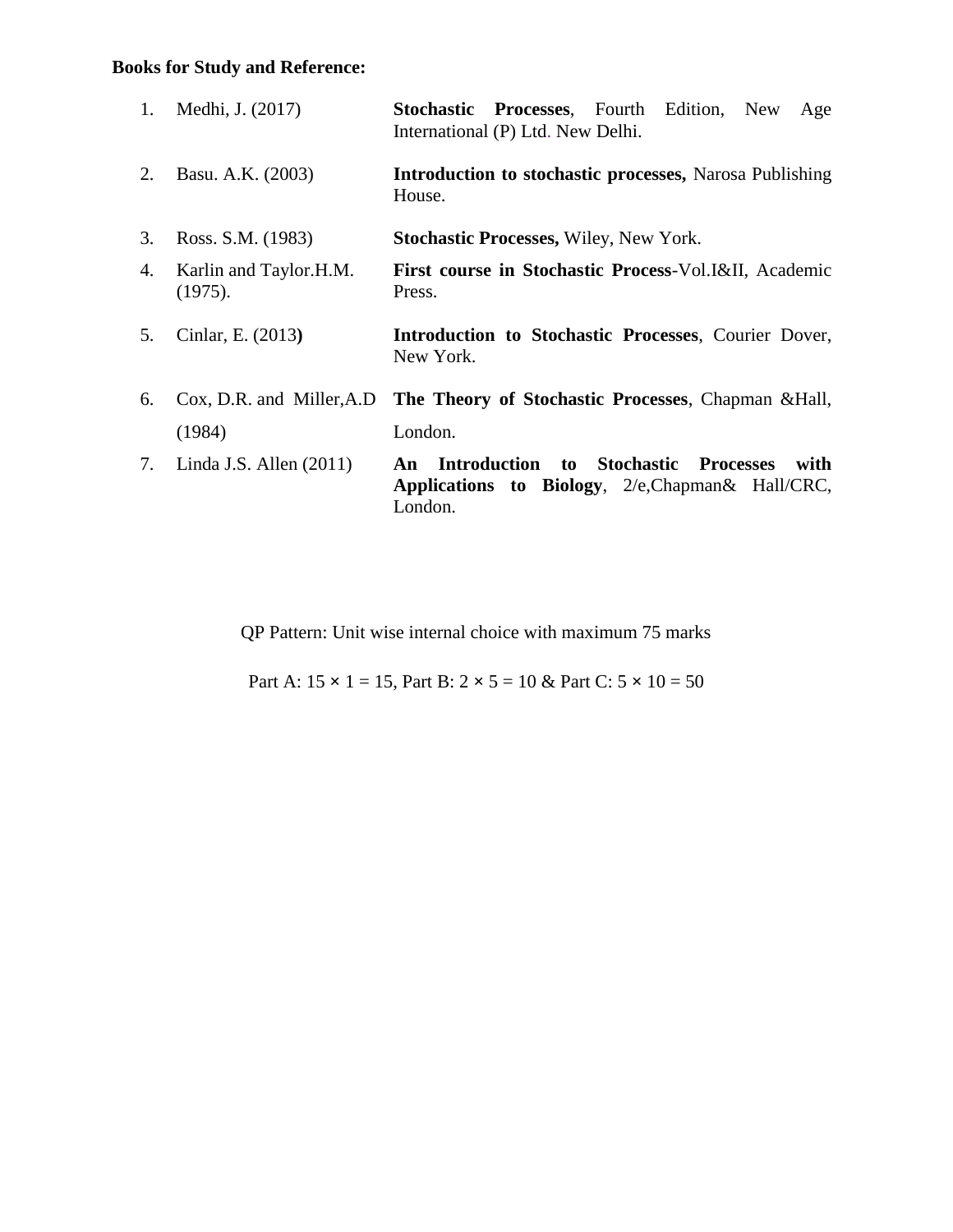**Books for Study and Reference:**

1. Medhi, J. (2017) — **Stochastic Processes**, Fourth Edition, New Age International (P) Ltd. New Delhi.
2. Basu. A.K. (2003) — **Introduction to stochastic processes,** Narosa Publishing House.
3. Ross. S.M. (1983) — **Stochastic Processes,** Wiley, New York.
4. Karlin and Taylor.H.M. (1975). — **First course in Stochastic Process**-Vol.I&II, Academic Press.
5. Cinlar, E. (2013) — **Introduction to Stochastic Processes**, Courier Dover, New York.
6. Cox, D.R. and Miller,A.D (1984) — **The Theory of Stochastic Processes**, Chapman &Hall, London.
7. Linda J.S. Allen (2011) — **An Introduction to Stochastic Processes with Applications to Biology**, 2/e,Chapman& Hall/CRC, London.

QP Pattern: Unit wise internal choice with maximum 75 marks

Part A: 15 × 1 = 15, Part B: 2 × 5 = 10 & Part C: 5 × 10 = 50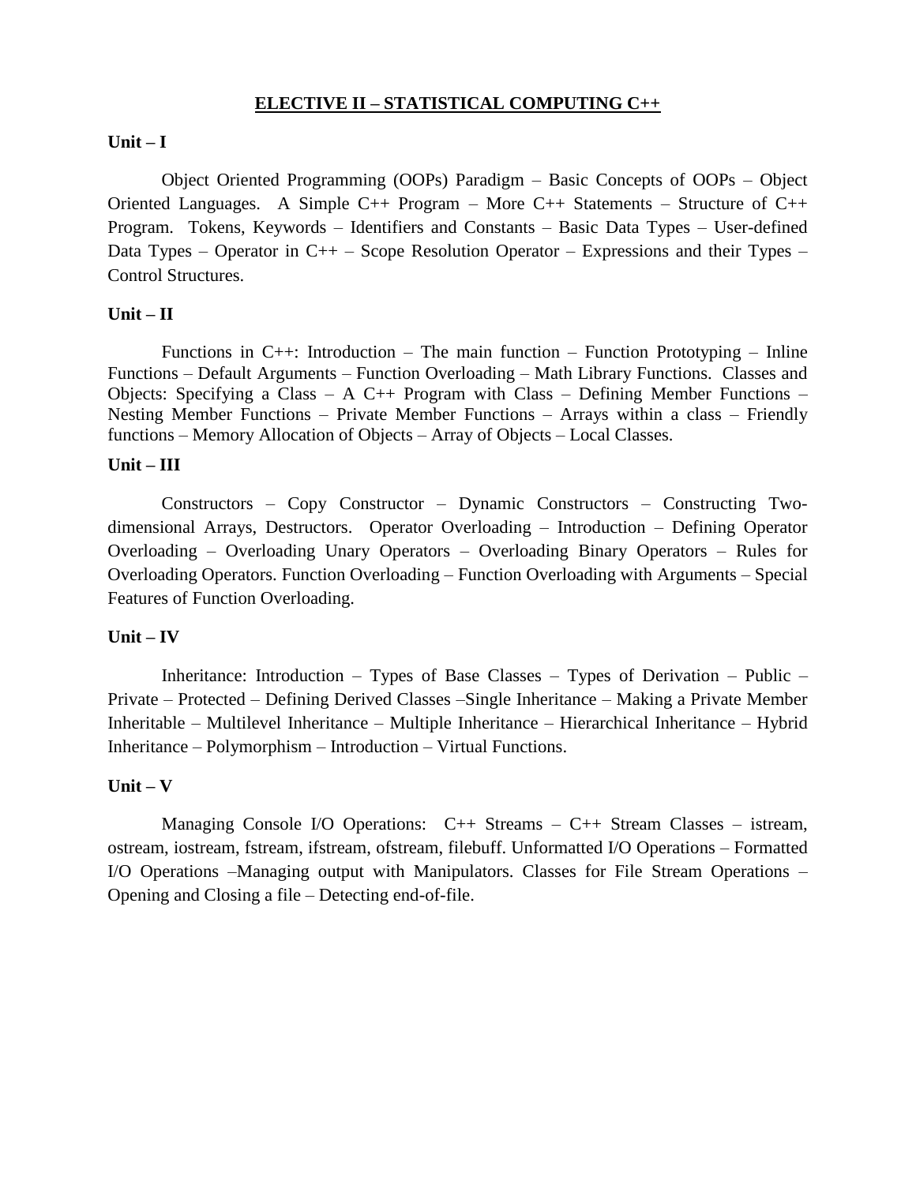## ELECTIVE II – STATISTICAL COMPUTING C++

**Unit – I**

Object Oriented Programming (OOPs) Paradigm – Basic Concepts of OOPs – Object Oriented Languages. A Simple C++ Program – More C++ Statements – Structure of C++ Program. Tokens, Keywords – Identifiers and Constants – Basic Data Types – User-defined Data Types – Operator in C++ – Scope Resolution Operator – Expressions and their Types – Control Structures.

**Unit – II**

Functions in C++: Introduction – The main function – Function Prototyping – Inline Functions – Default Arguments – Function Overloading – Math Library Functions. Classes and Objects: Specifying a Class – A C++ Program with Class – Defining Member Functions – Nesting Member Functions – Private Member Functions – Arrays within a class – Friendly functions – Memory Allocation of Objects – Array of Objects – Local Classes.

**Unit – III**

Constructors – Copy Constructor – Dynamic Constructors – Constructing Two-dimensional Arrays, Destructors. Operator Overloading – Introduction – Defining Operator Overloading – Overloading Unary Operators – Overloading Binary Operators – Rules for Overloading Operators. Function Overloading – Function Overloading with Arguments – Special Features of Function Overloading.

**Unit – IV**

Inheritance: Introduction – Types of Base Classes – Types of Derivation – Public – Private – Protected – Defining Derived Classes –Single Inheritance – Making a Private Member Inheritable – Multilevel Inheritance – Multiple Inheritance – Hierarchical Inheritance – Hybrid Inheritance – Polymorphism – Introduction – Virtual Functions.

**Unit – V**

Managing Console I/O Operations: C++ Streams – C++ Stream Classes – istream, ostream, iostream, fstream, ifstream, ofstream, filebuff. Unformatted I/O Operations – Formatted I/O Operations –Managing output with Manipulators. Classes for File Stream Operations – Opening and Closing a file – Detecting end-of-file.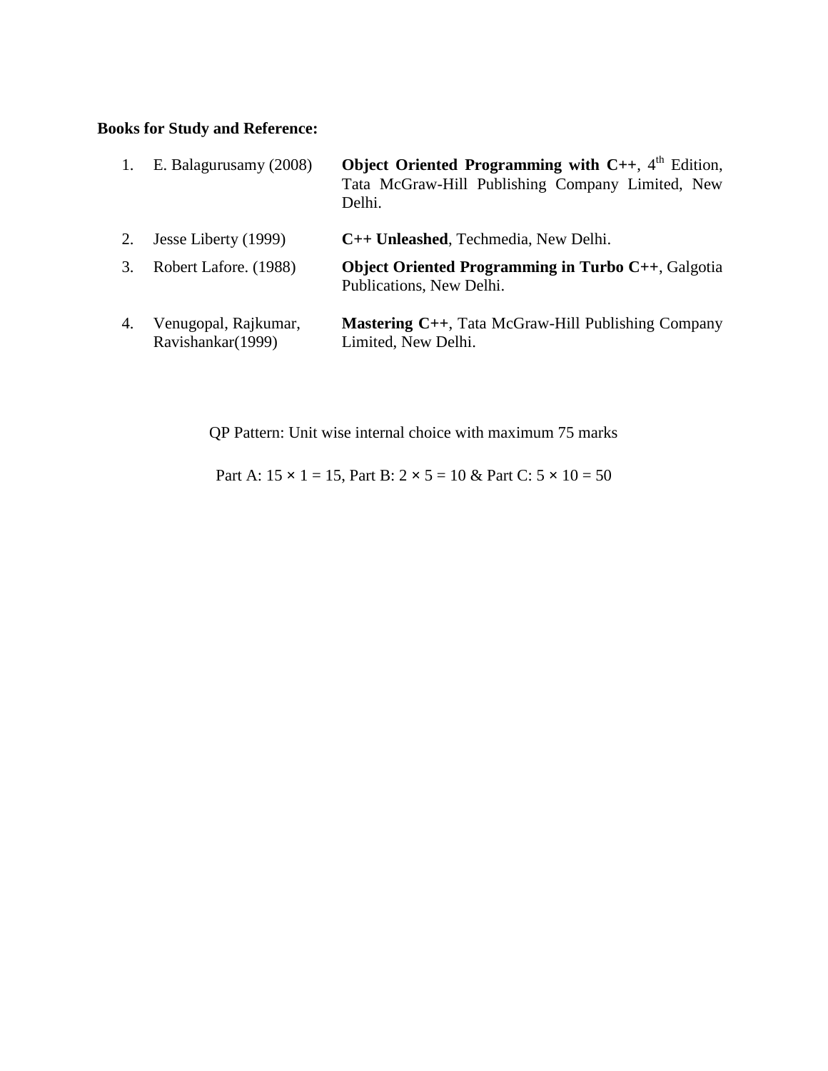**Books for Study and Reference:**

1. E. Balagurusamy (2008) — **Object Oriented Programming with C++**, 4th Edition, Tata McGraw-Hill Publishing Company Limited, New Delhi.
2. Jesse Liberty (1999) — **C++ Unleashed**, Techmedia, New Delhi.
3. Robert Lafore. (1988) — **Object Oriented Programming in Turbo C++**, Galgotia Publications, New Delhi.
4. Venugopal, Rajkumar, Ravishankar(1999) — **Mastering C++**, Tata McGraw-Hill Publishing Company Limited, New Delhi.

QP Pattern: Unit wise internal choice with maximum 75 marks

Part A: 15 × 1 = 15, Part B: 2 × 5 = 10 & Part C: 5 × 10 = 50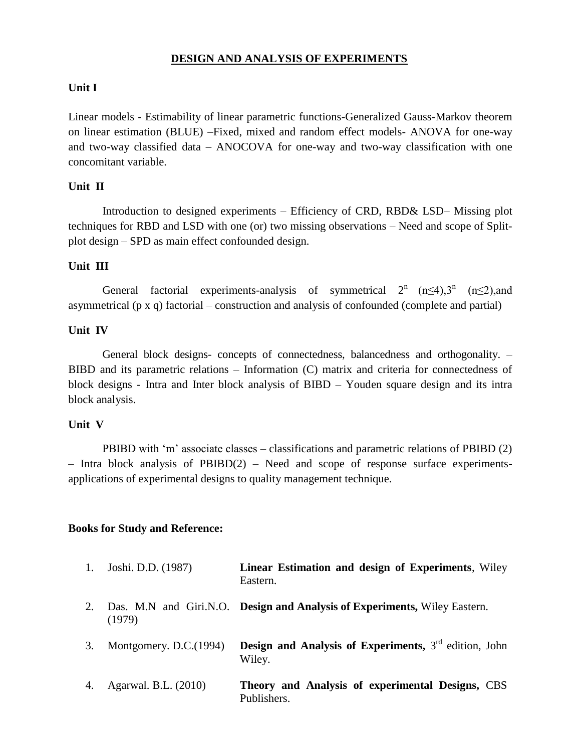# DESIGN AND ANALYSIS OF EXPERIMENTS

## Unit I

Linear models - Estimability of linear parametric functions-Generalized Gauss-Markov theorem on linear estimation (BLUE) –Fixed, mixed and random effect models- ANOVA for one-way and two-way classified data – ANOCOVA for one-way and two-way classification with one concomitant variable.

## Unit II

Introduction to designed experiments – Efficiency of CRD, RBD& LSD– Missing plot techniques for RBD and LSD with one (or) two missing observations – Need and scope of Split-plot design – SPD as main effect confounded design.

## Unit III

General factorial experiments-analysis of symmetrical $2^n$ $(n\leq4)$,$3^n$ $(n\leq2)$,and asymmetrical (p x q) factorial – construction and analysis of confounded (complete and partial)

## Unit IV

General block designs- concepts of connectedness, balancedness and orthogonality. – BIBD and its parametric relations – Information (C) matrix and criteria for connectedness of block designs - Intra and Inter block analysis of BIBD – Youden square design and its intra block analysis.

## Unit V

PBIBD with 'm' associate classes – classifications and parametric relations of PBIBD (2) – Intra block analysis of PBIBD(2) – Need and scope of response surface experiments-applications of experimental designs to quality management technique.

## Books for Study and Reference:

| | | |
|---|---|---|
| 1. | Joshi. D.D. (1987) | **Linear Estimation and design of Experiments**, Wiley Eastern. |
| 2. | Das. M.N and Giri.N.O. (1979) | **Design and Analysis of Experiments,** Wiley Eastern. |
| 3. | Montgomery. D.C.(1994) | **Design and Analysis of Experiments,** 3rd edition, John Wiley. |
| 4. | Agarwal. B.L. (2010) | **Theory and Analysis of experimental Designs,** CBS Publishers. |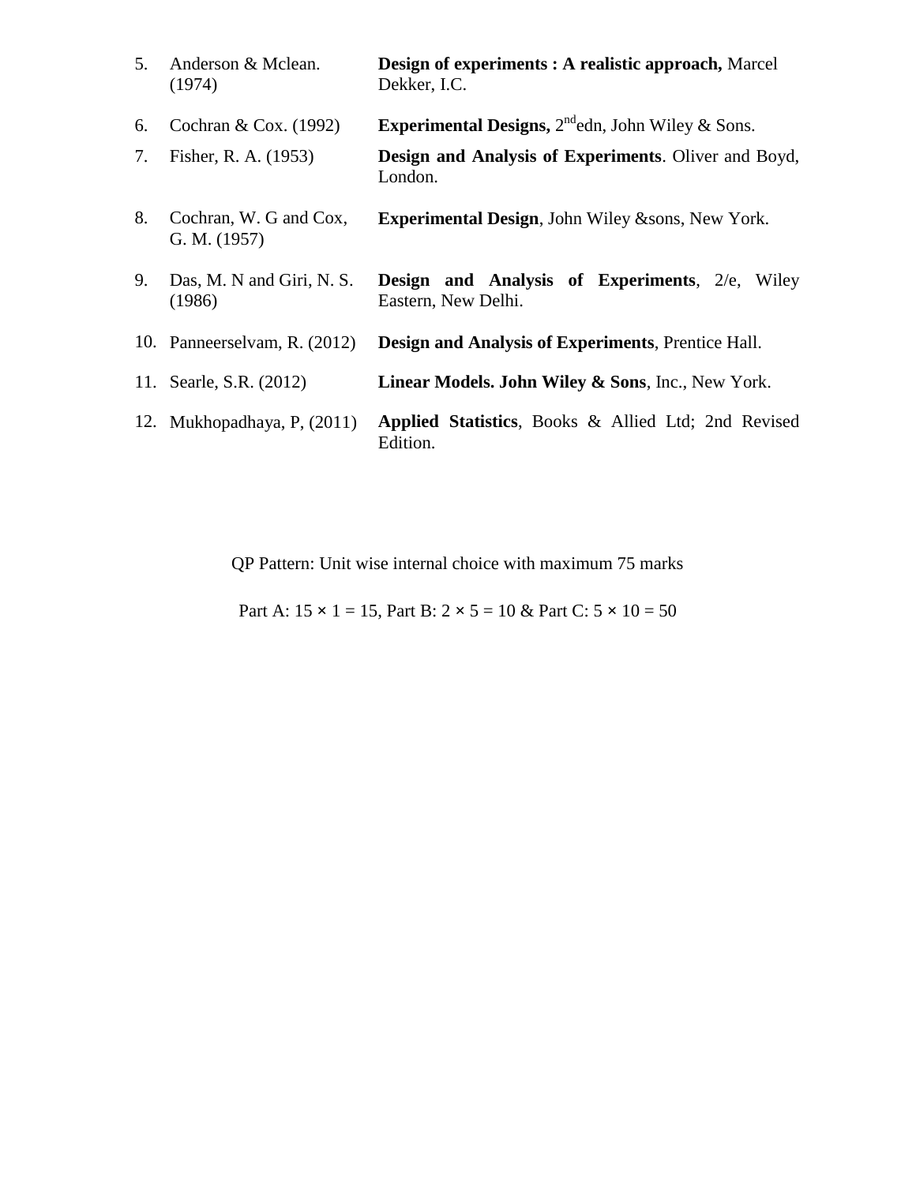5. Anderson & Mclean. (1974) — **Design of experiments : A realistic approach,** Marcel Dekker, I.C.
6. Cochran & Cox. (1992) — **Experimental Designs,** 2nd edn, John Wiley & Sons.
7. Fisher, R. A. (1953) — **Design and Analysis of Experiments**. Oliver and Boyd, London.
8. Cochran, W. G and Cox, G. M. (1957) — **Experimental Design**, John Wiley &sons, New York.
9. Das, M. N and Giri, N. S. (1986) — **Design and Analysis of Experiments**, 2/e, Wiley Eastern, New Delhi.
10. Panneerselvam, R. (2012) — **Design and Analysis of Experiments**, Prentice Hall.
11. Searle, S.R. (2012) — **Linear Models. John Wiley & Sons**, Inc., New York.
12. Mukhopadhaya, P, (2011) — **Applied Statistics**, Books & Allied Ltd; 2nd Revised Edition.

QP Pattern: Unit wise internal choice with maximum 75 marks

Part A: 15 × 1 = 15, Part B: 2 × 5 = 10 & Part C: 5 × 10 = 50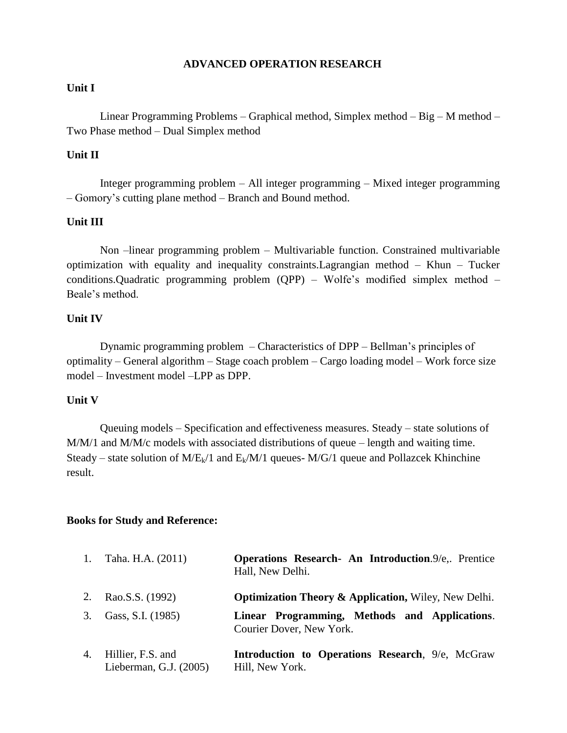# ADVANCED OPERATION RESEARCH

**Unit I**

Linear Programming Problems – Graphical method, Simplex method – Big – M method – Two Phase method – Dual Simplex method

**Unit II**

Integer programming problem – All integer programming – Mixed integer programming – Gomory's cutting plane method – Branch and Bound method.

**Unit III**

Non –linear programming problem – Multivariable function. Constrained multivariable optimization with equality and inequality constraints.Lagrangian method – Khun – Tucker conditions.Quadratic programming problem (QPP) – Wolfe's modified simplex method – Beale's method.

**Unit IV**

Dynamic programming problem – Characteristics of DPP – Bellman's principles of optimality – General algorithm – Stage coach problem – Cargo loading model – Work force size model – Investment model –LPP as DPP.

**Unit V**

Queuing models – Specification and effectiveness measures. Steady – state solutions of M/M/1 and M/M/c models with associated distributions of queue – length and waiting time. Steady – state solution of $M/E_k/1$ and $E_k/M/1$ queues- M/G/1 queue and Pollazcek Khinchine result.

**Books for Study and Reference:**

| | | |
|---|---|---|
| 1. | Taha. H.A. (2011) | **Operations Research- An Introduction**.9/e,. Prentice Hall, New Delhi. |
| 2. | Rao.S.S. (1992) | **Optimization Theory & Application,** Wiley, New Delhi. |
| 3. | Gass, S.I. (1985) | **Linear Programming, Methods and Applications**. Courier Dover, New York. |
| 4. | Hillier, F.S. and Lieberman, G.J. (2005) | **Introduction to Operations Research**, 9/e, McGraw Hill, New York. |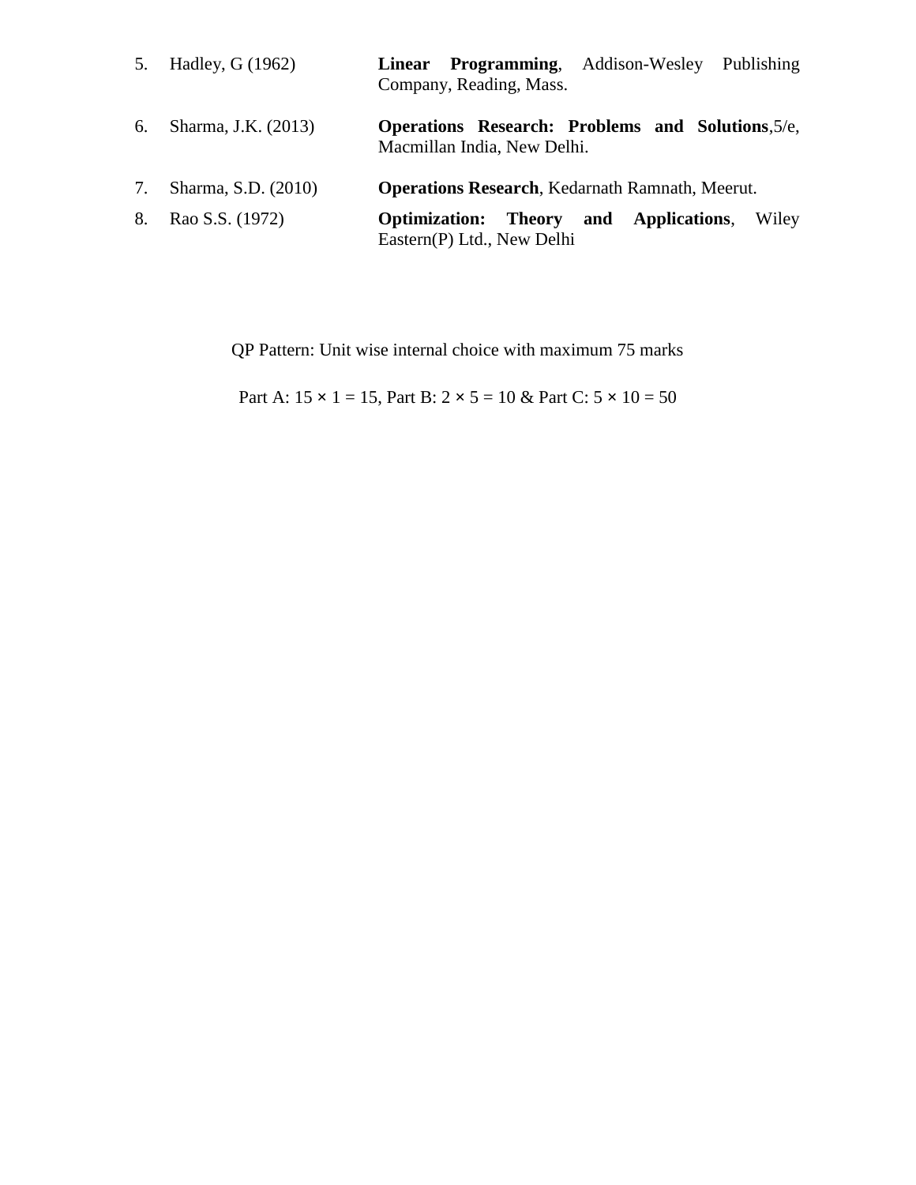5. Hadley, G (1962) — **Linear Programming**, Addison-Wesley Publishing Company, Reading, Mass.

6. Sharma, J.K. (2013) — **Operations Research: Problems and Solutions**,5/e, Macmillan India, New Delhi.

7. Sharma, S.D. (2010) — **Operations Research**, Kedarnath Ramnath, Meerut.

8. Rao S.S. (1972) — **Optimization: Theory and Applications**, Wiley Eastern(P) Ltd., New Delhi

QP Pattern: Unit wise internal choice with maximum 75 marks

Part A: 15 × 1 = 15, Part B: 2 × 5 = 10 & Part C: 5 × 10 = 50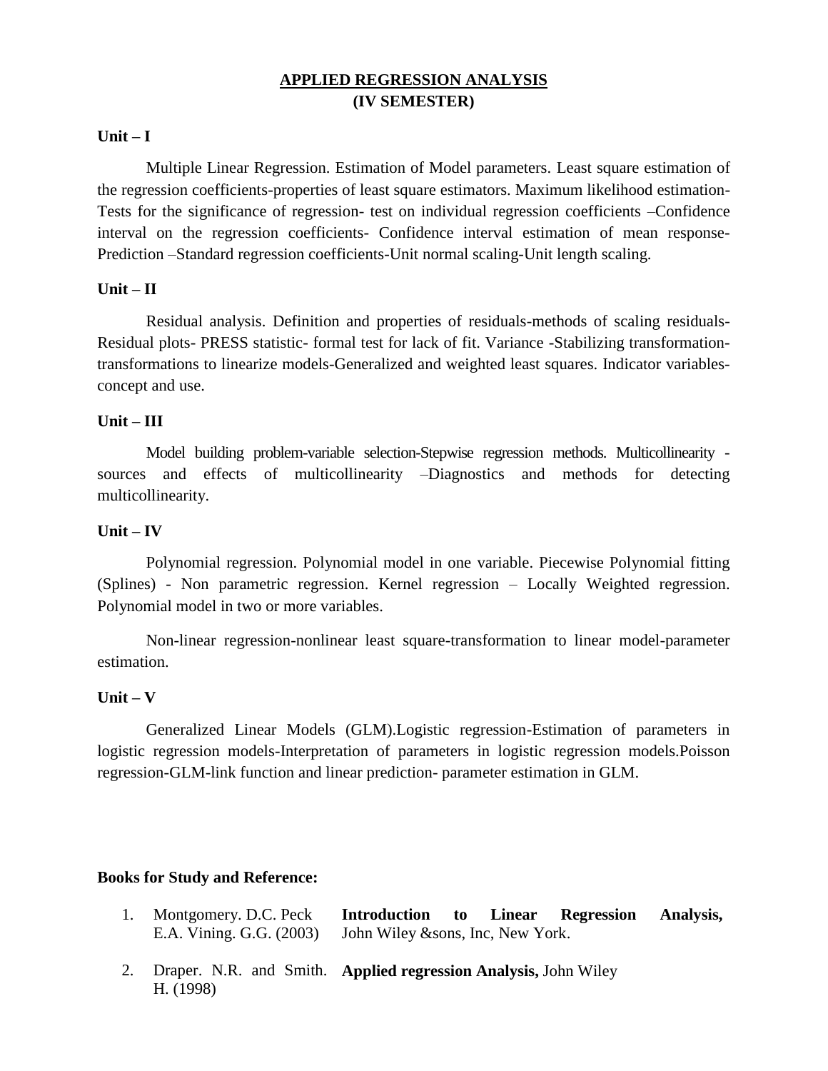# APPLIED REGRESSION ANALYSIS
## (IV SEMESTER)

**Unit – I**

Multiple Linear Regression. Estimation of Model parameters. Least square estimation of the regression coefficients-properties of least square estimators. Maximum likelihood estimation-Tests for the significance of regression- test on individual regression coefficients –Confidence interval on the regression coefficients- Confidence interval estimation of mean response-Prediction –Standard regression coefficients-Unit normal scaling-Unit length scaling.

**Unit – II**

Residual analysis. Definition and properties of residuals-methods of scaling residuals-Residual plots- PRESS statistic- formal test for lack of fit. Variance -Stabilizing transformation-transformations to linearize models-Generalized and weighted least squares. Indicator variables-concept and use.

**Unit – III**

Model building problem-variable selection-Stepwise regression methods. Multicollinearity - sources and effects of multicollinearity –Diagnostics and methods for detecting multicollinearity.

**Unit – IV**

Polynomial regression. Polynomial model in one variable. Piecewise Polynomial fitting (Splines) - Non parametric regression. Kernel regression – Locally Weighted regression. Polynomial model in two or more variables.

Non-linear regression-nonlinear least square-transformation to linear model-parameter estimation.

**Unit – V**

Generalized Linear Models (GLM).Logistic regression-Estimation of parameters in logistic regression models-Interpretation of parameters in logistic regression models.Poisson regression-GLM-link function and linear prediction- parameter estimation in GLM.

**Books for Study and Reference:**

1. Montgomery. D.C. Peck E.A. Vining. G.G. (2003) — **Introduction to Linear Regression Analysis,** John Wiley &sons, Inc, New York.
2. Draper. N.R. and Smith. H. (1998) — **Applied regression Analysis,** John Wiley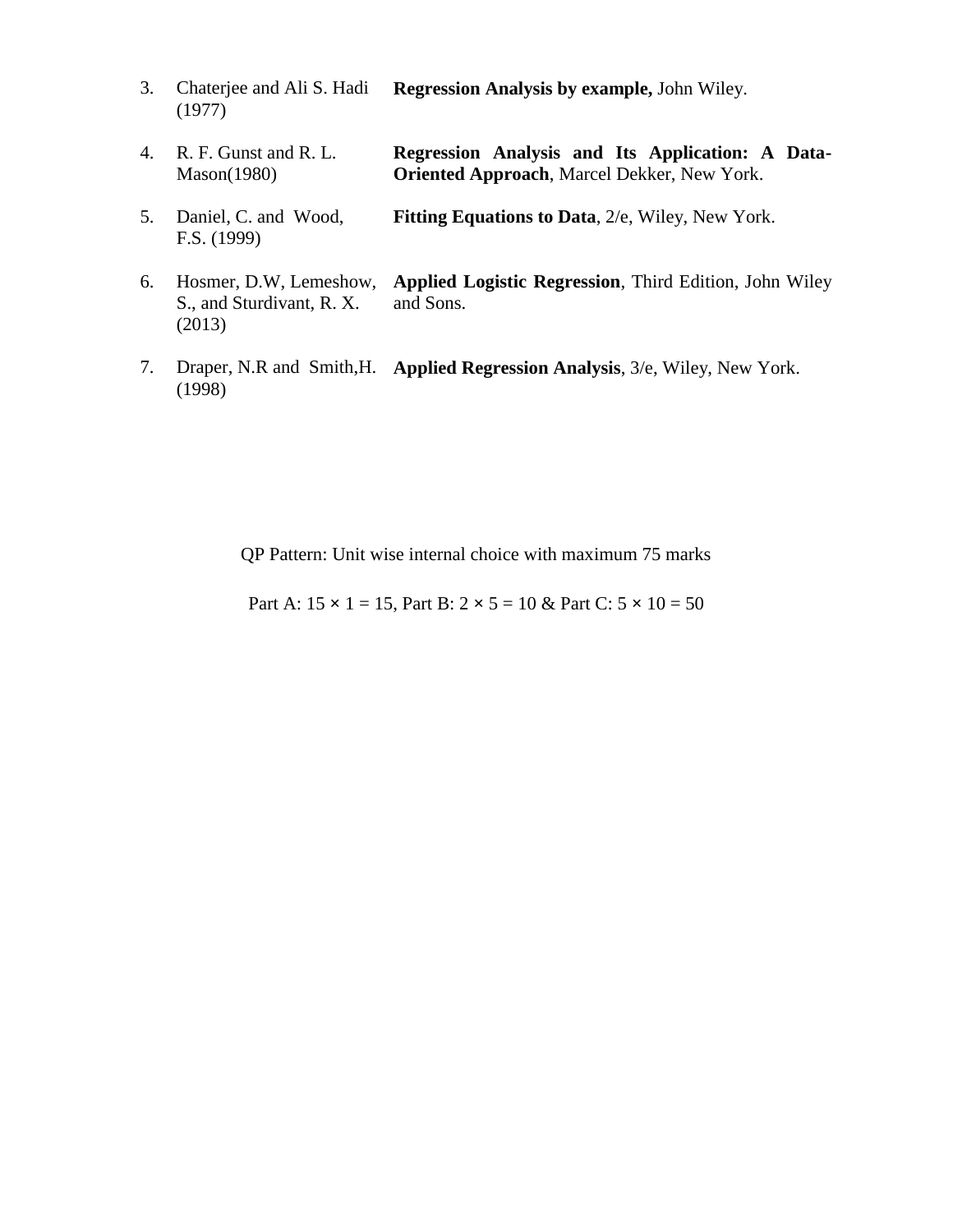| | | |
|---|---|---|
| 3. | Chaterjee and Ali S. Hadi (1977) | **Regression Analysis by example,** John Wiley. |
| 4. | R. F. Gunst and R. L. Mason(1980) | **Regression Analysis and Its Application: A Data-Oriented Approach**, Marcel Dekker, New York. |
| 5. | Daniel, C. and Wood, F.S. (1999) | **Fitting Equations to Data**, 2/e, Wiley, New York. |
| 6. | Hosmer, D.W, Lemeshow, S., and Sturdivant, R. X. (2013) | **Applied Logistic Regression**, Third Edition, John Wiley and Sons. |
| 7. | Draper, N.R and Smith,H. (1998) | **Applied Regression Analysis**, 3/e, Wiley, New York. |

QP Pattern: Unit wise internal choice with maximum 75 marks

Part A: 15 × 1 = 15, Part B: 2 × 5 = 10 & Part C: 5 × 10 = 50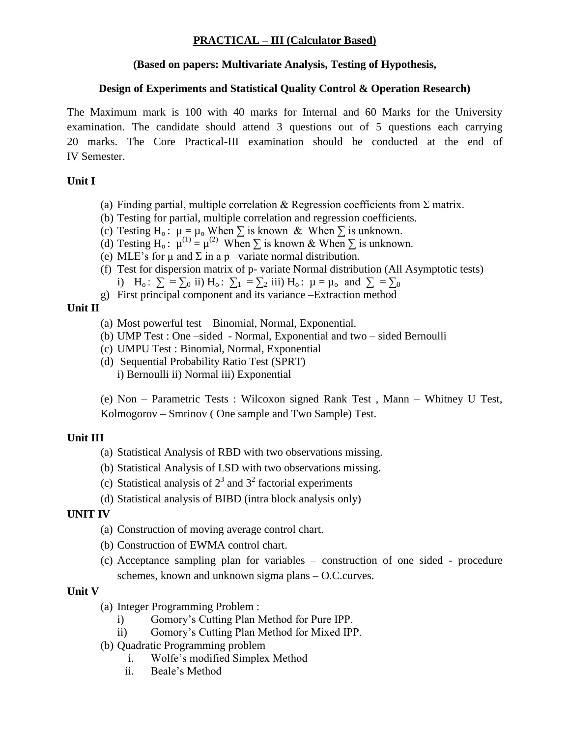**PRACTICAL – III (Calculator Based)**

**(Based on papers: Multivariate Analysis, Testing of Hypothesis,**

**Design of Experiments and Statistical Quality Control & Operation Research)**

The Maximum mark is 100 with 40 marks for Internal and 60 Marks for the University examination. The candidate should attend 3 questions out of 5 questions each carrying 20 marks. The Core Practical-III examination should be conducted at the end of IV Semester.

**Unit I**

(a) Finding partial, multiple correlation & Regression coefficients from $\Sigma$ matrix.
(b) Testing for partial, multiple correlation and regression coefficients.
(c) Testing $H_o$ : $\mu = \mu_o$ When $\sum$ is known & When $\sum$ is unknown.
(d) Testing $H_o$ : $\mu^{(1)} = \mu^{(2)}$ When $\sum$ is known & When $\sum$ is unknown.
(e) MLE's for $\mu$ and $\Sigma$ in a p –variate normal distribution.
(f) Test for dispersion matrix of p- variate Normal distribution (All Asymptotic tests)
i) $H_o$ : $\sum = \sum_0$ ii) $H_o$ : $\sum_1 = \sum_2$ iii) $H_o$ : $\mu = \mu_o$ and $\sum = \sum_0$
g) First principal component and its variance –Extraction method

**Unit II**

(a) Most powerful test – Binomial, Normal, Exponential.
(b) UMP Test : One –sided - Normal, Exponential and two – sided Bernoulli
(c) UMPU Test : Binomial, Normal, Exponential
(d) Sequential Probability Ratio Test (SPRT)
i) Bernoulli ii) Normal iii) Exponential

(e) Non – Parametric Tests : Wilcoxon signed Rank Test , Mann – Whitney U Test, Kolmogorov – Smrinov ( One sample and Two Sample) Test.

**Unit III**

(a) Statistical Analysis of RBD with two observations missing.
(b) Statistical Analysis of LSD with two observations missing.
(c) Statistical analysis of $2^3$ and $3^2$ factorial experiments
(d) Statistical analysis of BIBD (intra block analysis only)

**UNIT IV**

(a) Construction of moving average control chart.
(b) Construction of EWMA control chart.
(c) Acceptance sampling plan for variables – construction of one sided - procedure schemes, known and unknown sigma plans – O.C.curves.

**Unit V**

(a) Integer Programming Problem :
   i) Gomory's Cutting Plan Method for Pure IPP.
   ii) Gomory's Cutting Plan Method for Mixed IPP.
(b) Quadratic Programming problem
   i. Wolfe's modified Simplex Method
   ii. Beale's Method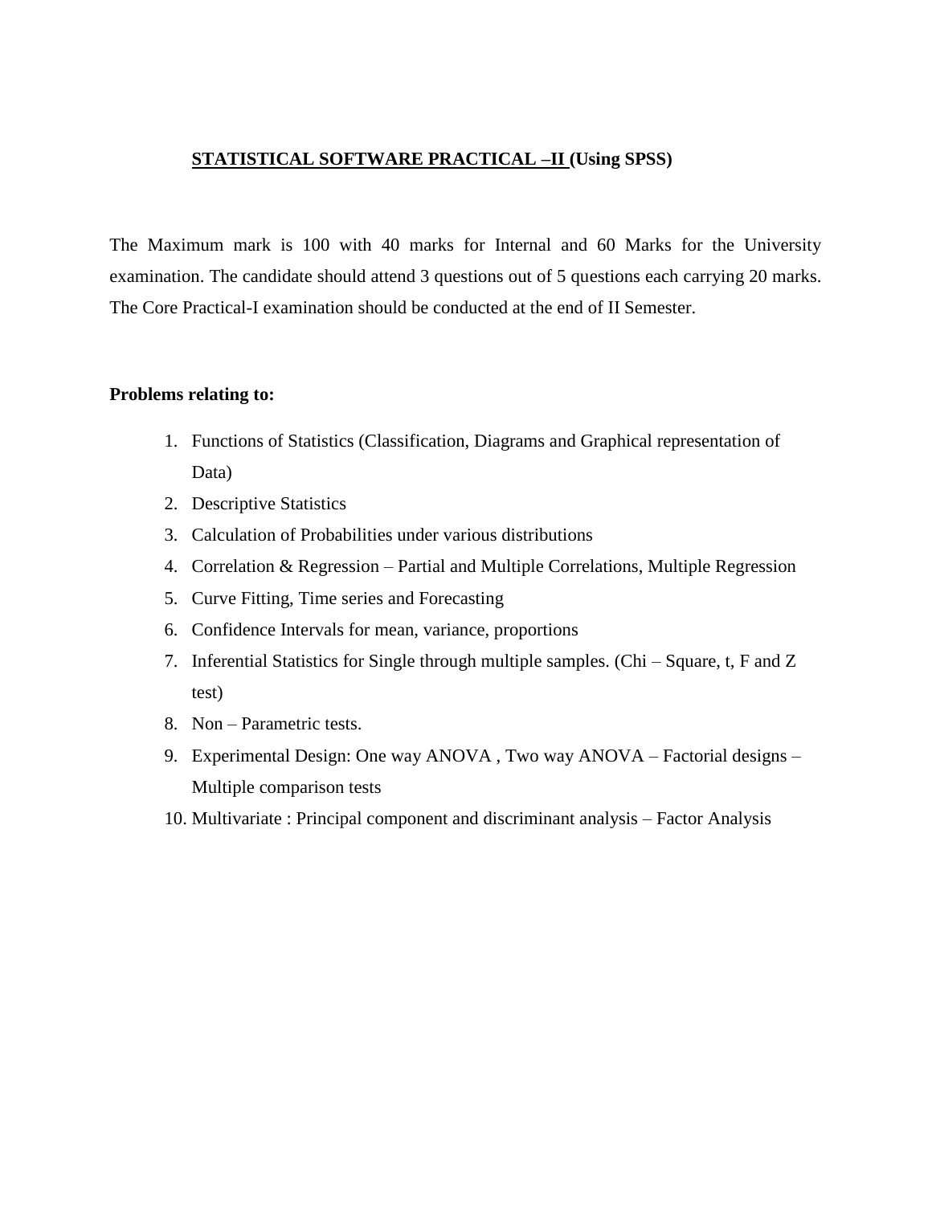## STATISTICAL SOFTWARE PRACTICAL –II (Using SPSS)

The Maximum mark is 100 with 40 marks for Internal and 60 Marks for the University examination. The candidate should attend 3 questions out of 5 questions each carrying 20 marks. The Core Practical-I examination should be conducted at the end of II Semester.

**Problems relating to:**

1. Functions of Statistics (Classification, Diagrams and Graphical representation of Data)
2. Descriptive Statistics
3. Calculation of Probabilities under various distributions
4. Correlation & Regression – Partial and Multiple Correlations, Multiple Regression
5. Curve Fitting, Time series and Forecasting
6. Confidence Intervals for mean, variance, proportions
7. Inferential Statistics for Single through multiple samples. (Chi – Square, t, F and Z test)
8. Non – Parametric tests.
9. Experimental Design: One way ANOVA , Two way ANOVA – Factorial designs – Multiple comparison tests
10. Multivariate : Principal component and discriminant analysis – Factor Analysis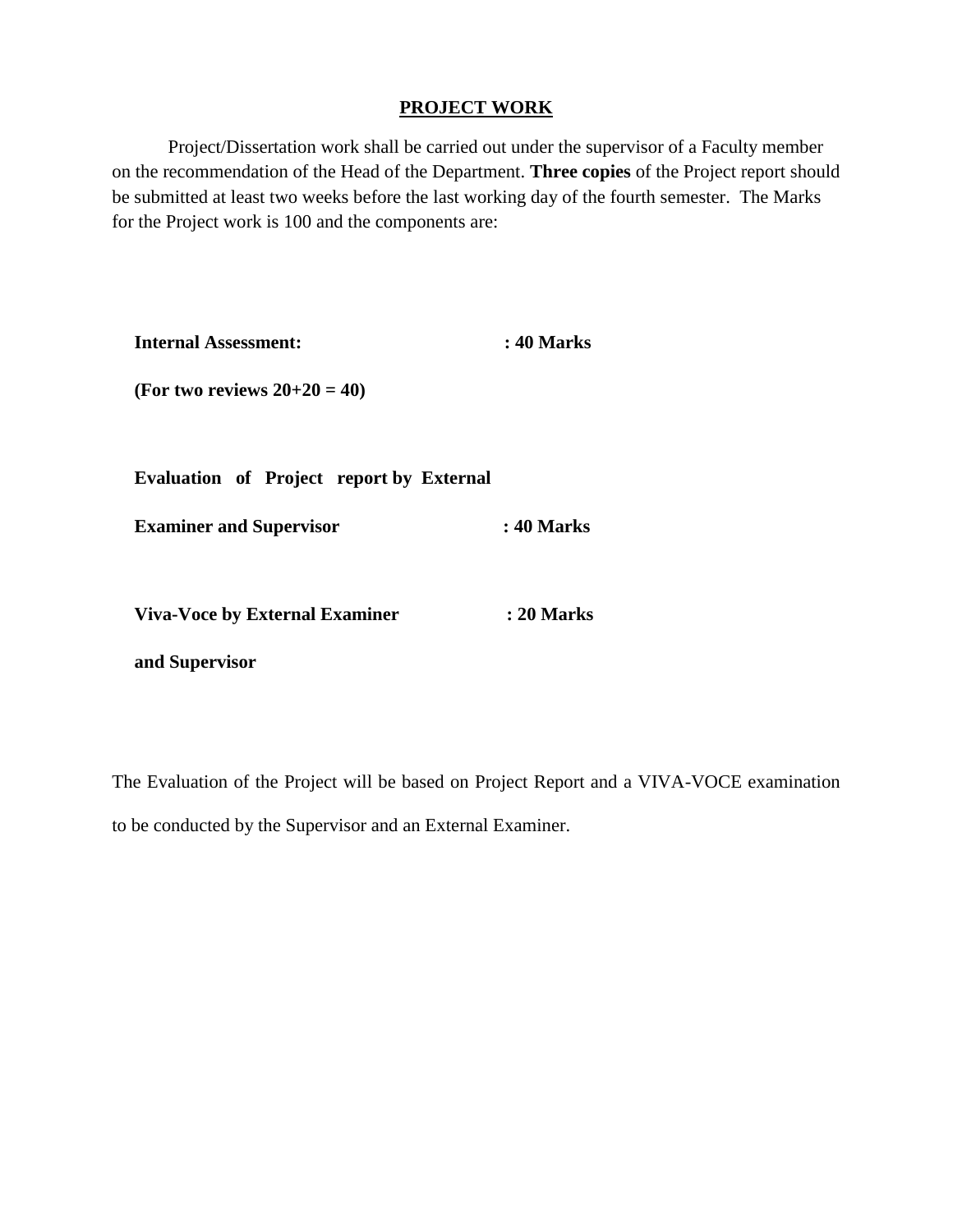## PROJECT WORK

Project/Dissertation work shall be carried out under the supervisor of a Faculty member on the recommendation of the Head of the Department. **Three copies** of the Project report should be submitted at least two weeks before the last working day of the fourth semester. The Marks for the Project work is 100 and the components are:

**Internal Assessment:** **: 40 Marks**

**(For two reviews 20+20 = 40)**

**Evaluation of Project report by External Examiner and Supervisor** **: 40 Marks**

**Viva-Voce by External Examiner and Supervisor** **: 20 Marks**

The Evaluation of the Project will be based on Project Report and a VIVA-VOCE examination to be conducted by the Supervisor and an External Examiner.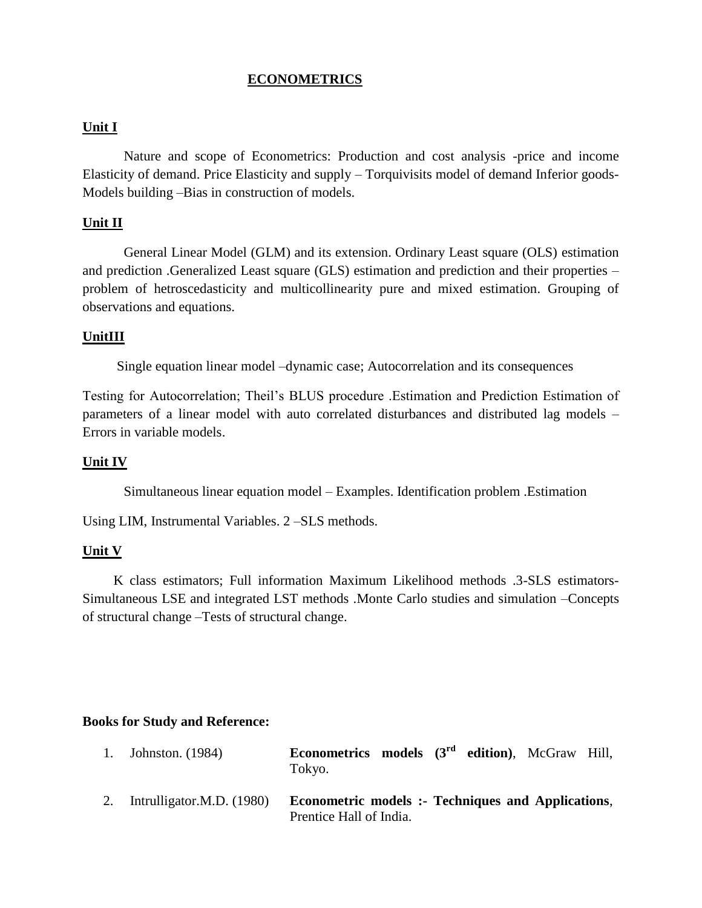# ECONOMETRICS

## Unit I

Nature and scope of Econometrics: Production and cost analysis -price and income Elasticity of demand. Price Elasticity and supply – Torquivisits model of demand Inferior goods-Models building –Bias in construction of models.

## Unit II

General Linear Model (GLM) and its extension. Ordinary Least square (OLS) estimation and prediction .Generalized Least square (GLS) estimation and prediction and their properties – problem of hetroscedasticity and multicollinearity pure and mixed estimation. Grouping of observations and equations.

## UnitIII

Single equation linear model –dynamic case; Autocorrelation and its consequences

Testing for Autocorrelation; Theil's BLUS procedure .Estimation and Prediction Estimation of parameters of a linear model with auto correlated disturbances and distributed lag models – Errors in variable models.

## Unit IV

Simultaneous linear equation model – Examples. Identification problem .Estimation

Using LIM, Instrumental Variables. 2 –SLS methods.

## Unit V

K class estimators; Full information Maximum Likelihood methods .3-SLS estimators-Simultaneous LSE and integrated LST methods .Monte Carlo studies and simulation –Concepts of structural change –Tests of structural change.

**Books for Study and Reference:**

1. Johnston. (1984) — **Econometrics models (3rd edition)**, McGraw Hill, Tokyo.
2. Intrulligator.M.D. (1980) — **Econometric models :- Techniques and Applications**, Prentice Hall of India.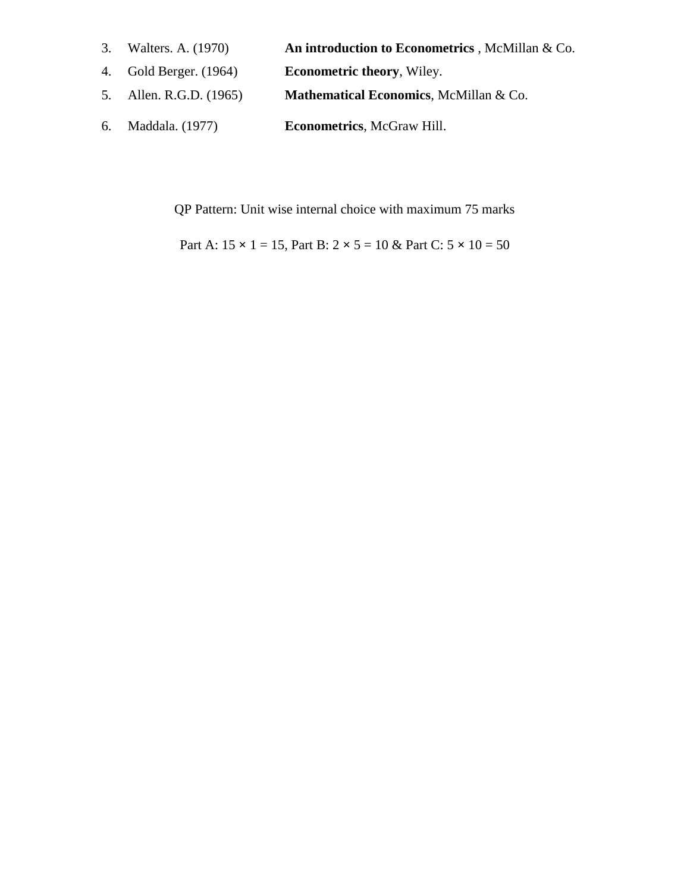3. Walters. A. (1970) **An introduction to Econometrics** , McMillan & Co.
4. Gold Berger. (1964) **Econometric theory**, Wiley.
5. Allen. R.G.D. (1965) **Mathematical Economics**, McMillan & Co.
6. Maddala. (1977) **Econometrics**, McGraw Hill.

QP Pattern: Unit wise internal choice with maximum 75 marks

Part A: 15 × 1 = 15, Part B: 2 × 5 = 10 & Part C: 5 × 10 = 50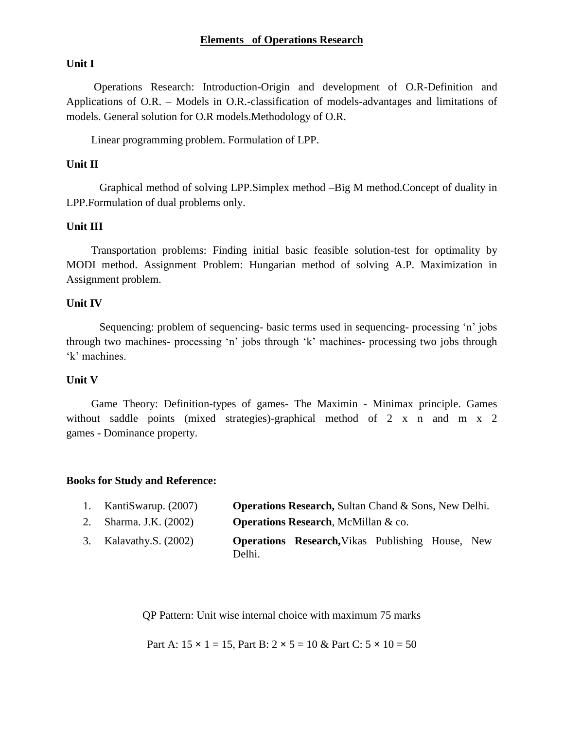# Elements of Operations Research

**Unit I**

Operations Research: Introduction-Origin and development of O.R-Definition and Applications of O.R. – Models in O.R.-classification of models-advantages and limitations of models. General solution for O.R models.Methodology of O.R.

Linear programming problem. Formulation of LPP.

**Unit II**

Graphical method of solving LPP.Simplex method –Big M method.Concept of duality in LPP.Formulation of dual problems only.

**Unit III**

Transportation problems: Finding initial basic feasible solution-test for optimality by MODI method. Assignment Problem: Hungarian method of solving A.P. Maximization in Assignment problem.

**Unit IV**

Sequencing: problem of sequencing- basic terms used in sequencing- processing 'n' jobs through two machines- processing 'n' jobs through 'k' machines- processing two jobs through 'k' machines.

**Unit V**

Game Theory: Definition-types of games- The Maximin - Minimax principle. Games without saddle points (mixed strategies)-graphical method of 2 x n and m x 2 games - Dominance property.

**Books for Study and Reference:**

1. KantiSwarup. (2007) — **Operations Research,** Sultan Chand & Sons, New Delhi.
2. Sharma. J.K. (2002) — **Operations Research**, McMillan & co.
3. Kalavathy.S. (2002) — **Operations Research,**Vikas Publishing House, New Delhi.

QP Pattern: Unit wise internal choice with maximum 75 marks

Part A: $15 \times 1 = 15$, Part B: $2 \times 5 = 10$ & Part C: $5 \times 10 = 50$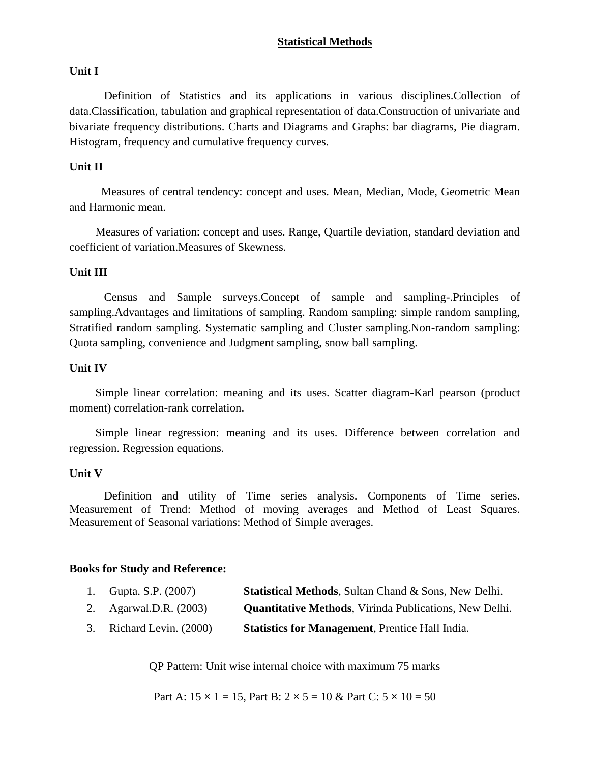# Statistical Methods

## Unit I

Definition of Statistics and its applications in various disciplines.Collection of data.Classification, tabulation and graphical representation of data.Construction of univariate and bivariate frequency distributions. Charts and Diagrams and Graphs: bar diagrams, Pie diagram. Histogram, frequency and cumulative frequency curves.

## Unit II

Measures of central tendency: concept and uses. Mean, Median, Mode, Geometric Mean and Harmonic mean.

Measures of variation: concept and uses. Range, Quartile deviation, standard deviation and coefficient of variation.Measures of Skewness.

## Unit III

Census and Sample surveys.Concept of sample and sampling-.Principles of sampling.Advantages and limitations of sampling. Random sampling: simple random sampling, Stratified random sampling. Systematic sampling and Cluster sampling.Non-random sampling: Quota sampling, convenience and Judgment sampling, snow ball sampling.

## Unit IV

Simple linear correlation: meaning and its uses. Scatter diagram-Karl pearson (product moment) correlation-rank correlation.

Simple linear regression: meaning and its uses. Difference between correlation and regression. Regression equations.

## Unit V

Definition and utility of Time series analysis. Components of Time series. Measurement of Trend: Method of moving averages and Method of Least Squares. Measurement of Seasonal variations: Method of Simple averages.

**Books for Study and Reference:**

1. Gupta. S.P. (2007) **Statistical Methods**, Sultan Chand & Sons, New Delhi.
2. Agarwal.D.R. (2003) **Quantitative Methods**, Virinda Publications, New Delhi.
3. Richard Levin. (2000) **Statistics for Management**, Prentice Hall India.

QP Pattern: Unit wise internal choice with maximum 75 marks

Part A: 15 × 1 = 15, Part B: 2 × 5 = 10 & Part C: 5 × 10 = 50